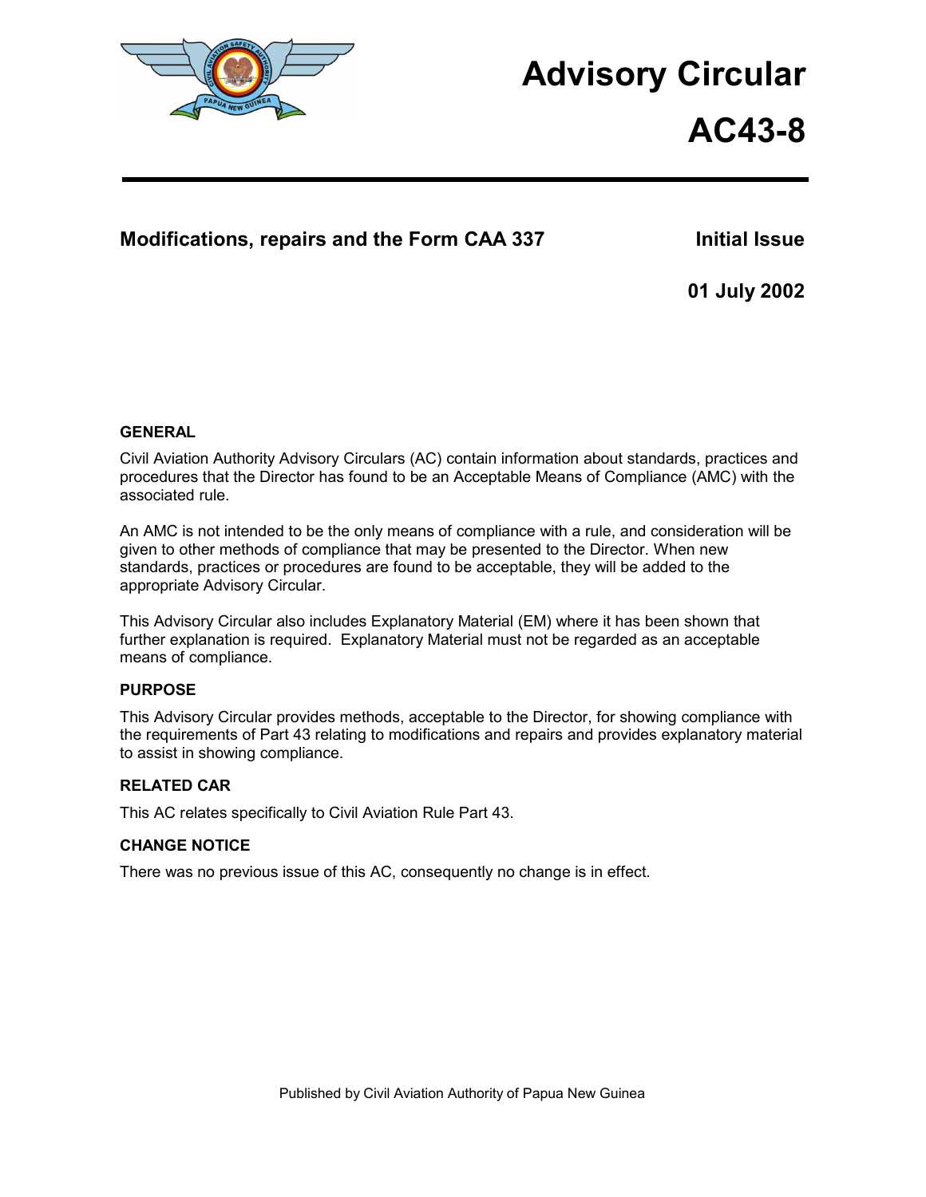# Advisory Circular

# AC43-8

## Modifications, repairs and the Form CAA 337

**Initial Issue**

**01 July 2002**

### GENERAL

Civil Aviation Authority Advisory Circulars (AC) contain information about standards, practices and procedures that the Director has found to be an Acceptable Means of Compliance (AMC) with the associated rule.

An AMC is not intended to be the only means of compliance with a rule, and consideration will be given to other methods of compliance that may be presented to the Director. When new standards, practices or procedures are found to be acceptable, they will be added to the appropriate Advisory Circular.

This Advisory Circular also includes Explanatory Material (EM) where it has been shown that further explanation is required. Explanatory Material must not be regarded as an acceptable means of compliance.

### PURPOSE

This Advisory Circular provides methods, acceptable to the Director, for showing compliance with the requirements of Part 43 relating to modifications and repairs and provides explanatory material to assist in showing compliance.

### RELATED CAR

This AC relates specifically to Civil Aviation Rule Part 43.

### CHANGE NOTICE

There was no previous issue of this AC, consequently no change is in effect.

Published by Civil Aviation Authority of Papua New Guinea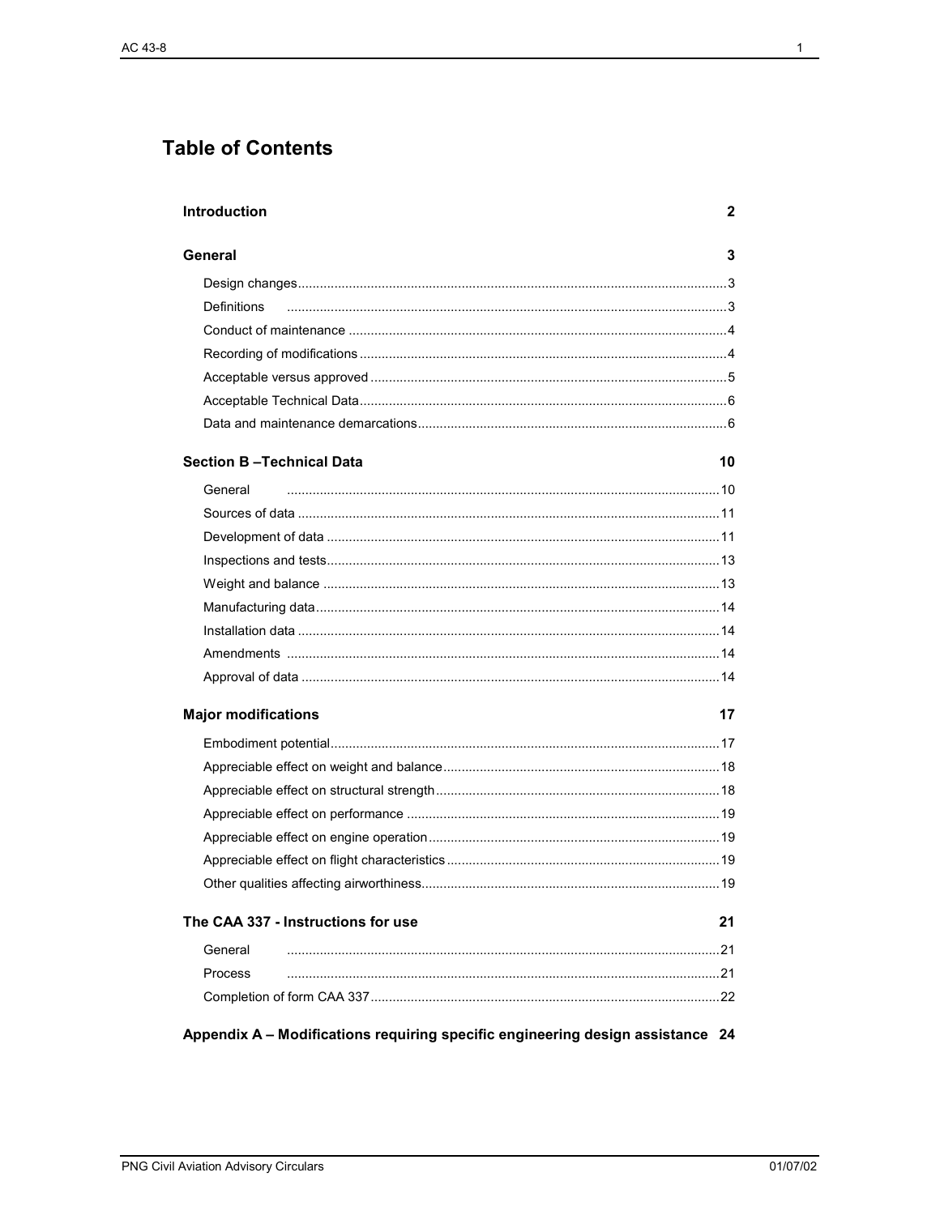# Table of Contents

**Introduction** 2

**General** 3

- Design changes ... 3
- Definitions ... 3
- Conduct of maintenance ... 4
- Recording of modifications ... 4
- Acceptable versus approved ... 5
- Acceptable Technical Data ... 6
- Data and maintenance demarcations ... 6

**Section B –Technical Data** 10

- General ... 10
- Sources of data ... 11
- Development of data ... 11
- Inspections and tests ... 13
- Weight and balance ... 13
- Manufacturing data ... 14
- Installation data ... 14
- Amendments ... 14
- Approval of data ... 14

**Major modifications** 17

- Embodiment potential ... 17
- Appreciable effect on weight and balance ... 18
- Appreciable effect on structural strength ... 18
- Appreciable effect on performance ... 19
- Appreciable effect on engine operation ... 19
- Appreciable effect on flight characteristics ... 19
- Other qualities affecting airworthiness ... 19

**The CAA 337 - Instructions for use** 21

- General ... 21
- Process ... 21
- Completion of form CAA 337 ... 22

**Appendix A – Modifications requiring specific engineering design assistance** 24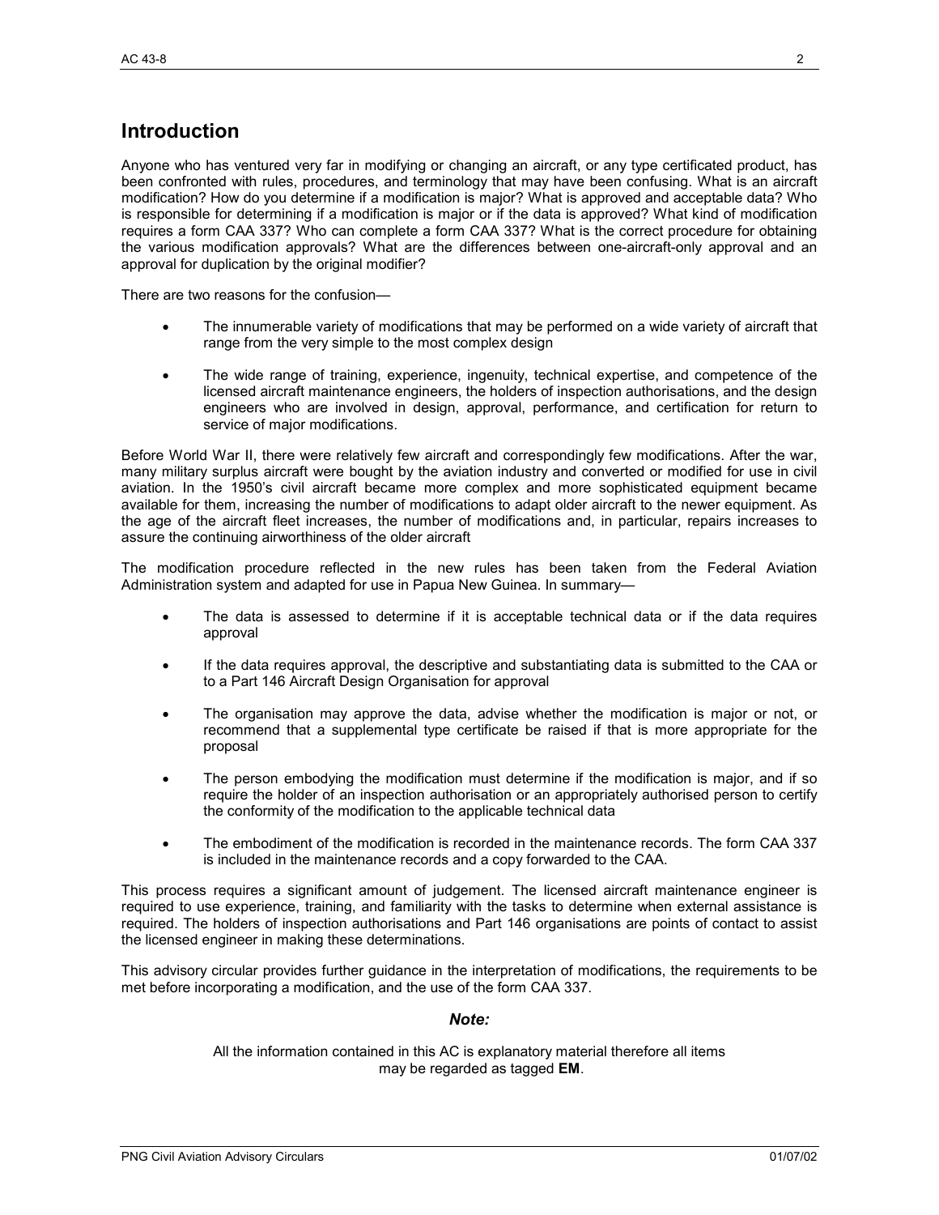# Introduction

Anyone who has ventured very far in modifying or changing an aircraft, or any type certificated product, has been confronted with rules, procedures, and terminology that may have been confusing. What is an aircraft modification? How do you determine if a modification is major? What is approved and acceptable data? Who is responsible for determining if a modification is major or if the data is approved? What kind of modification requires a form CAA 337? Who can complete a form CAA 337? What is the correct procedure for obtaining the various modification approvals? What are the differences between one-aircraft-only approval and an approval for duplication by the original modifier?

There are two reasons for the confusion—

- The innumerable variety of modifications that may be performed on a wide variety of aircraft that range from the very simple to the most complex design
- The wide range of training, experience, ingenuity, technical expertise, and competence of the licensed aircraft maintenance engineers, the holders of inspection authorisations, and the design engineers who are involved in design, approval, performance, and certification for return to service of major modifications.

Before World War II, there were relatively few aircraft and correspondingly few modifications. After the war, many military surplus aircraft were bought by the aviation industry and converted or modified for use in civil aviation. In the 1950's civil aircraft became more complex and more sophisticated equipment became available for them, increasing the number of modifications to adapt older aircraft to the newer equipment. As the age of the aircraft fleet increases, the number of modifications and, in particular, repairs increases to assure the continuing airworthiness of the older aircraft

The modification procedure reflected in the new rules has been taken from the Federal Aviation Administration system and adapted for use in Papua New Guinea. In summary—

- The data is assessed to determine if it is acceptable technical data or if the data requires approval
- If the data requires approval, the descriptive and substantiating data is submitted to the CAA or to a Part 146 Aircraft Design Organisation for approval
- The organisation may approve the data, advise whether the modification is major or not, or recommend that a supplemental type certificate be raised if that is more appropriate for the proposal
- The person embodying the modification must determine if the modification is major, and if so require the holder of an inspection authorisation or an appropriately authorised person to certify the conformity of the modification to the applicable technical data
- The embodiment of the modification is recorded in the maintenance records. The form CAA 337 is included in the maintenance records and a copy forwarded to the CAA.

This process requires a significant amount of judgement. The licensed aircraft maintenance engineer is required to use experience, training, and familiarity with the tasks to determine when external assistance is required. The holders of inspection authorisations and Part 146 organisations are points of contact to assist the licensed engineer in making these determinations.

This advisory circular provides further guidance in the interpretation of modifications, the requirements to be met before incorporating a modification, and the use of the form CAA 337.

***Note:***

All the information contained in this AC is explanatory material therefore all items may be regarded as tagged **EM**.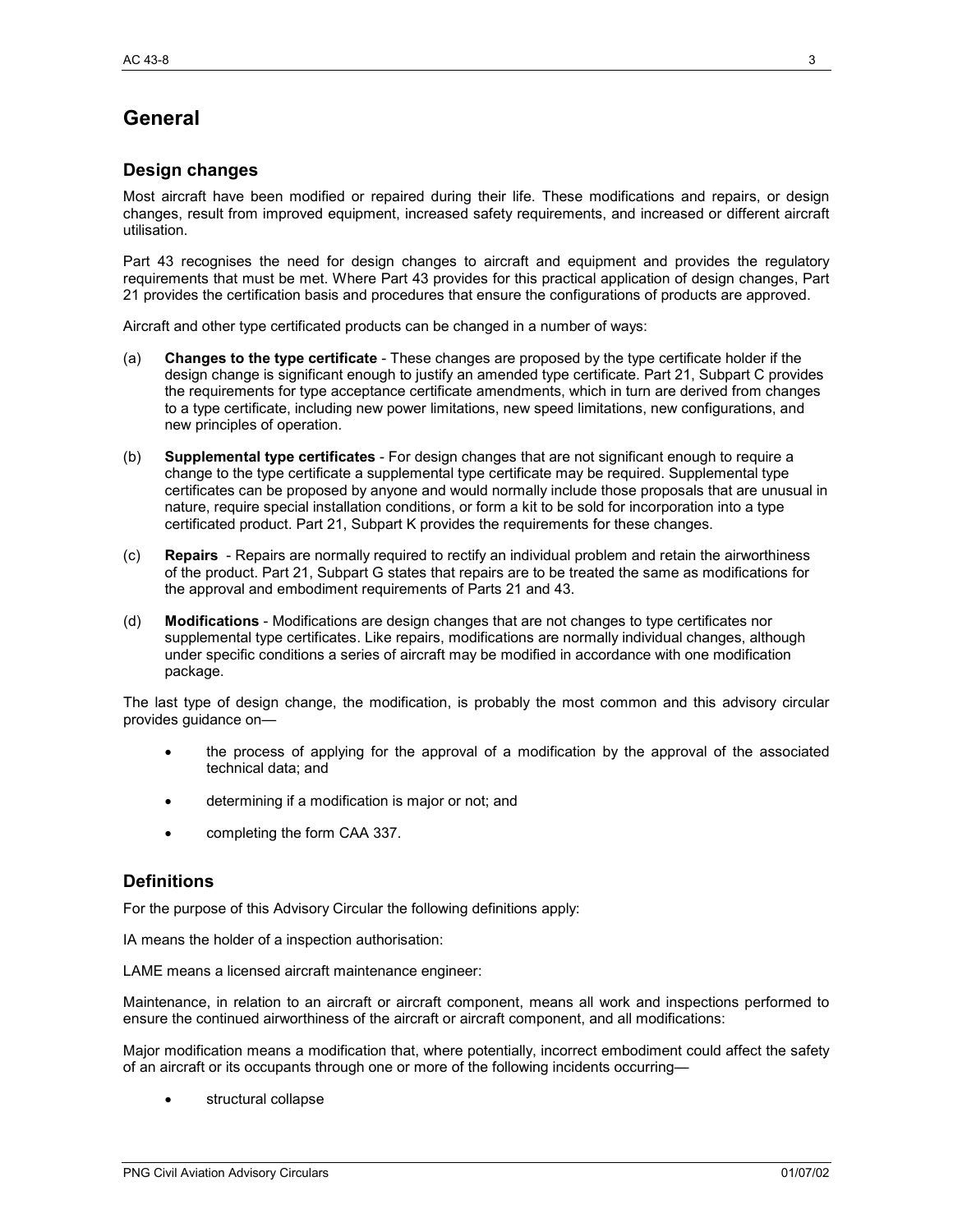# General

## Design changes

Most aircraft have been modified or repaired during their life. These modifications and repairs, or design changes, result from improved equipment, increased safety requirements, and increased or different aircraft utilisation.

Part 43 recognises the need for design changes to aircraft and equipment and provides the regulatory requirements that must be met. Where Part 43 provides for this practical application of design changes, Part 21 provides the certification basis and procedures that ensure the configurations of products are approved.

Aircraft and other type certificated products can be changed in a number of ways:

(a) **Changes to the type certificate** - These changes are proposed by the type certificate holder if the design change is significant enough to justify an amended type certificate. Part 21, Subpart C provides the requirements for type acceptance certificate amendments, which in turn are derived from changes to a type certificate, including new power limitations, new speed limitations, new configurations, and new principles of operation.

(b) **Supplemental type certificates** - For design changes that are not significant enough to require a change to the type certificate a supplemental type certificate may be required. Supplemental type certificates can be proposed by anyone and would normally include those proposals that are unusual in nature, require special installation conditions, or form a kit to be sold for incorporation into a type certificated product. Part 21, Subpart K provides the requirements for these changes.

(c) **Repairs** - Repairs are normally required to rectify an individual problem and retain the airworthiness of the product. Part 21, Subpart G states that repairs are to be treated the same as modifications for the approval and embodiment requirements of Parts 21 and 43.

(d) **Modifications** - Modifications are design changes that are not changes to type certificates nor supplemental type certificates. Like repairs, modifications are normally individual changes, although under specific conditions a series of aircraft may be modified in accordance with one modification package.

The last type of design change, the modification, is probably the most common and this advisory circular provides guidance on—

- the process of applying for the approval of a modification by the approval of the associated technical data; and
- determining if a modification is major or not; and
- completing the form CAA 337.

## Definitions

For the purpose of this Advisory Circular the following definitions apply:

IA means the holder of a inspection authorisation:

LAME means a licensed aircraft maintenance engineer:

Maintenance, in relation to an aircraft or aircraft component, means all work and inspections performed to ensure the continued airworthiness of the aircraft or aircraft component, and all modifications:

Major modification means a modification that, where potentially, incorrect embodiment could affect the safety of an aircraft or its occupants through one or more of the following incidents occurring—

- structural collapse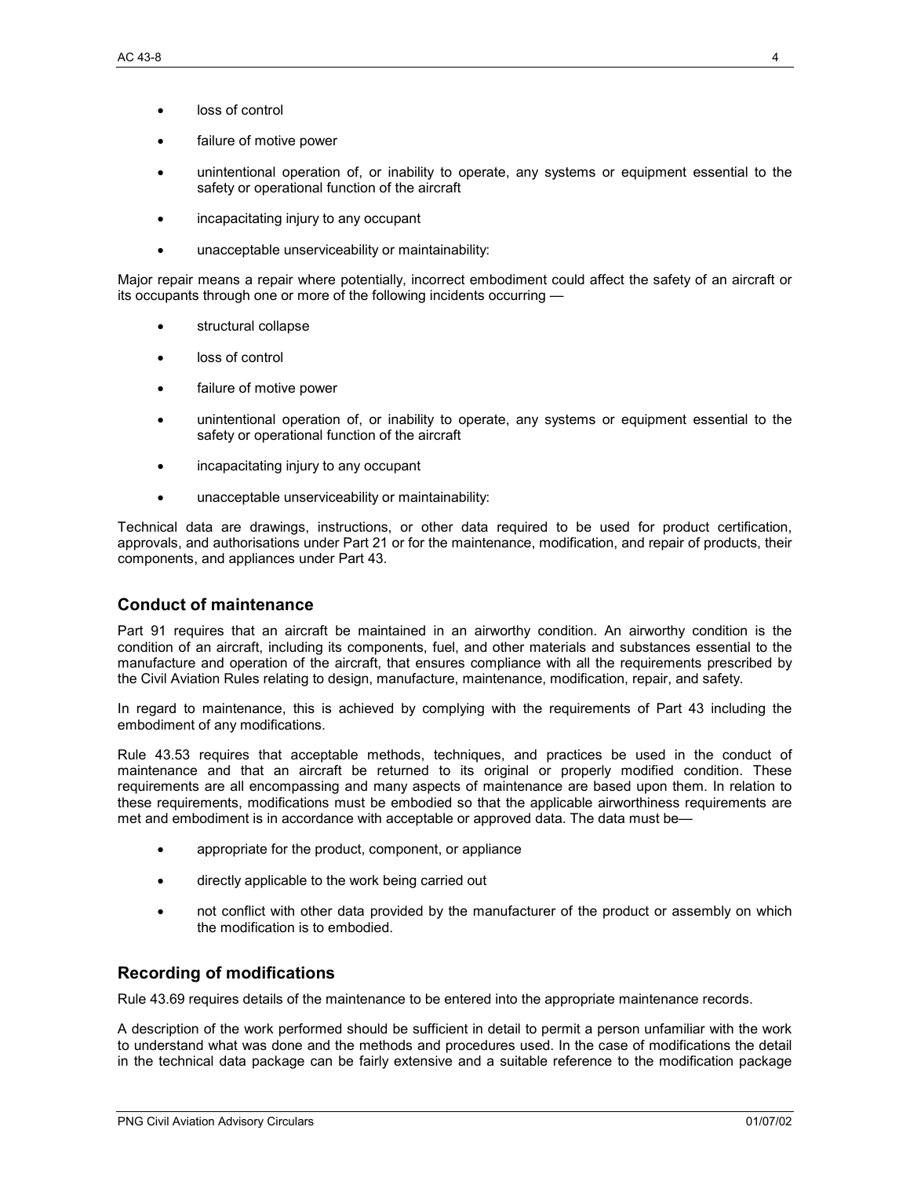- loss of control
- failure of motive power
- unintentional operation of, or inability to operate, any systems or equipment essential to the safety or operational function of the aircraft
- incapacitating injury to any occupant
- unacceptable unserviceability or maintainability:

Major repair means a repair where potentially, incorrect embodiment could affect the safety of an aircraft or its occupants through one or more of the following incidents occurring —

- structural collapse
- loss of control
- failure of motive power
- unintentional operation of, or inability to operate, any systems or equipment essential to the safety or operational function of the aircraft
- incapacitating injury to any occupant
- unacceptable unserviceability or maintainability:

Technical data are drawings, instructions, or other data required to be used for product certification, approvals, and authorisations under Part 21 or for the maintenance, modification, and repair of products, their components, and appliances under Part 43.

## Conduct of maintenance

Part 91 requires that an aircraft be maintained in an airworthy condition. An airworthy condition is the condition of an aircraft, including its components, fuel, and other materials and substances essential to the manufacture and operation of the aircraft, that ensures compliance with all the requirements prescribed by the Civil Aviation Rules relating to design, manufacture, maintenance, modification, repair, and safety.

In regard to maintenance, this is achieved by complying with the requirements of Part 43 including the embodiment of any modifications.

Rule 43.53 requires that acceptable methods, techniques, and practices be used in the conduct of maintenance and that an aircraft be returned to its original or properly modified condition. These requirements are all encompassing and many aspects of maintenance are based upon them. In relation to these requirements, modifications must be embodied so that the applicable airworthiness requirements are met and embodiment is in accordance with acceptable or approved data. The data must be—

- appropriate for the product, component, or appliance
- directly applicable to the work being carried out
- not conflict with other data provided by the manufacturer of the product or assembly on which the modification is to embodied.

## Recording of modifications

Rule 43.69 requires details of the maintenance to be entered into the appropriate maintenance records.

A description of the work performed should be sufficient in detail to permit a person unfamiliar with the work to understand what was done and the methods and procedures used. In the case of modifications the detail in the technical data package can be fairly extensive and a suitable reference to the modification package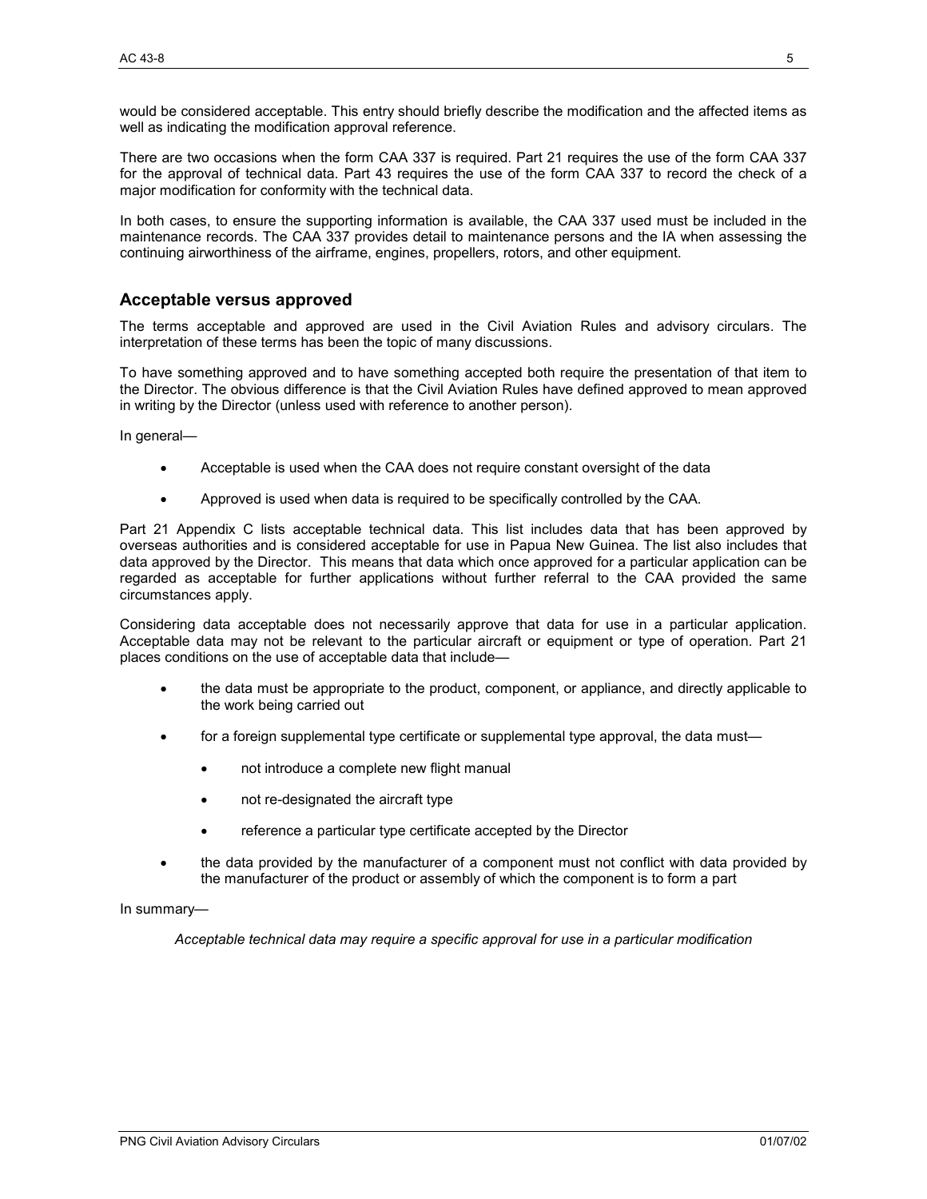would be considered acceptable. This entry should briefly describe the modification and the affected items as well as indicating the modification approval reference.

There are two occasions when the form CAA 337 is required. Part 21 requires the use of the form CAA 337 for the approval of technical data. Part 43 requires the use of the form CAA 337 to record the check of a major modification for conformity with the technical data.

In both cases, to ensure the supporting information is available, the CAA 337 used must be included in the maintenance records. The CAA 337 provides detail to maintenance persons and the IA when assessing the continuing airworthiness of the airframe, engines, propellers, rotors, and other equipment.

## Acceptable versus approved

The terms acceptable and approved are used in the Civil Aviation Rules and advisory circulars. The interpretation of these terms has been the topic of many discussions.

To have something approved and to have something accepted both require the presentation of that item to the Director. The obvious difference is that the Civil Aviation Rules have defined approved to mean approved in writing by the Director (unless used with reference to another person).

In general—

- Acceptable is used when the CAA does not require constant oversight of the data
- Approved is used when data is required to be specifically controlled by the CAA.

Part 21 Appendix C lists acceptable technical data. This list includes data that has been approved by overseas authorities and is considered acceptable for use in Papua New Guinea. The list also includes that data approved by the Director. This means that data which once approved for a particular application can be regarded as acceptable for further applications without further referral to the CAA provided the same circumstances apply.

Considering data acceptable does not necessarily approve that data for use in a particular application. Acceptable data may not be relevant to the particular aircraft or equipment or type of operation. Part 21 places conditions on the use of acceptable data that include—

- the data must be appropriate to the product, component, or appliance, and directly applicable to the work being carried out
- for a foreign supplemental type certificate or supplemental type approval, the data must—
  - not introduce a complete new flight manual
  - not re-designated the aircraft type
  - reference a particular type certificate accepted by the Director
- the data provided by the manufacturer of a component must not conflict with data provided by the manufacturer of the product or assembly of which the component is to form a part

In summary—

*Acceptable technical data may require a specific approval for use in a particular modification*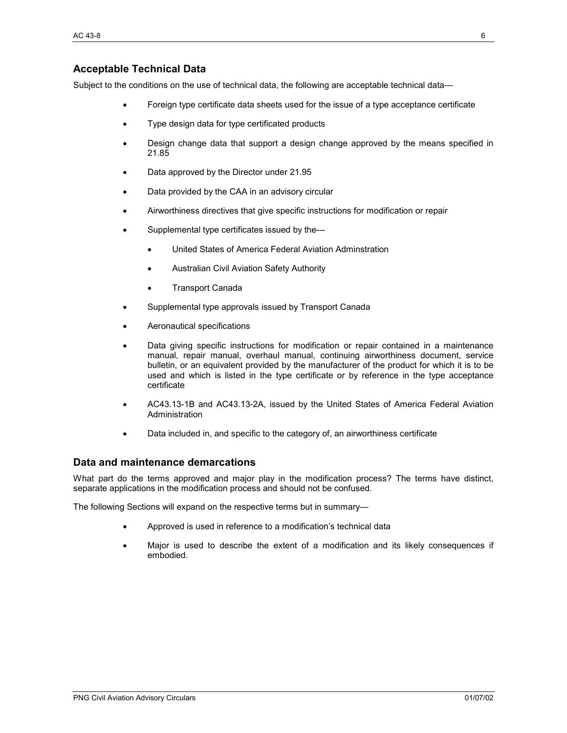## Acceptable Technical Data

Subject to the conditions on the use of technical data, the following are acceptable technical data—

- Foreign type certificate data sheets used for the issue of a type acceptance certificate
- Type design data for type certificated products
- Design change data that support a design change approved by the means specified in 21.85
- Data approved by the Director under 21.95
- Data provided by the CAA in an advisory circular
- Airworthiness directives that give specific instructions for modification or repair
- Supplemental type certificates issued by the—
    - United States of America Federal Aviation Adminstration
    - Australian Civil Aviation Safety Authority
    - Transport Canada
- Supplemental type approvals issued by Transport Canada
- Aeronautical specifications
- Data giving specific instructions for modification or repair contained in a maintenance manual, repair manual, overhaul manual, continuing airworthiness document, service bulletin, or an equivalent provided by the manufacturer of the product for which it is to be used and which is listed in the type certificate or by reference in the type acceptance certificate
- AC43.13-1B and AC43.13-2A, issued by the United States of America Federal Aviation Administration
- Data included in, and specific to the category of, an airworthiness certificate

## Data and maintenance demarcations

What part do the terms approved and major play in the modification process? The terms have distinct, separate applications in the modification process and should not be confused.

The following Sections will expand on the respective terms but in summary—

- Approved is used in reference to a modification's technical data
- Major is used to describe the extent of a modification and its likely consequences if embodied.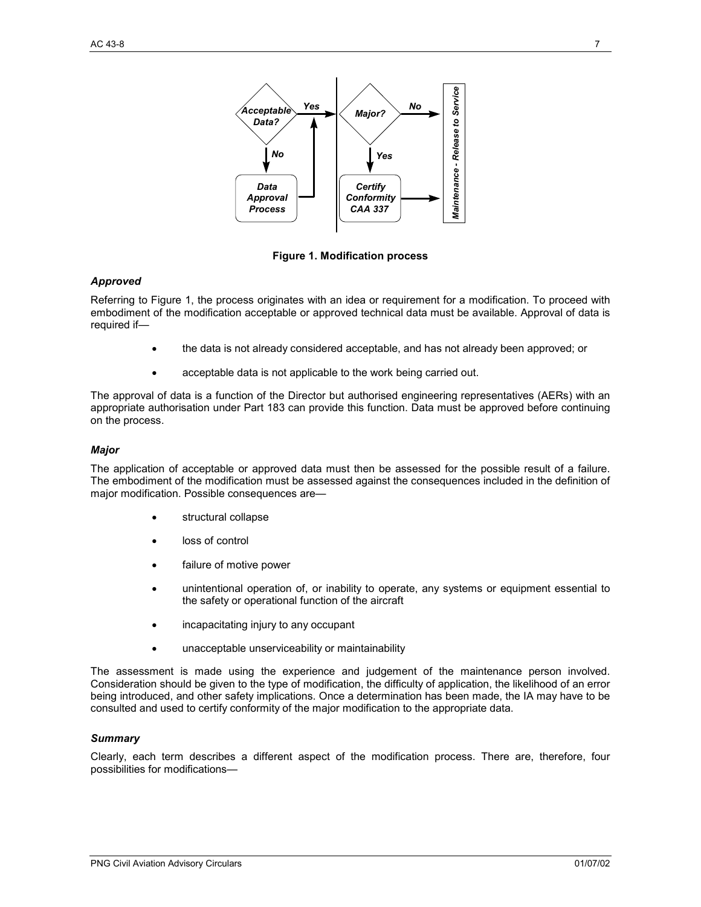**Figure 1. Modification process**

### *Approved*

Referring to Figure 1, the process originates with an idea or requirement for a modification. To proceed with embodiment of the modification acceptable or approved technical data must be available. Approval of data is required if—

- the data is not already considered acceptable, and has not already been approved; or
- acceptable data is not applicable to the work being carried out.

The approval of data is a function of the Director but authorised engineering representatives (AERs) with an appropriate authorisation under Part 183 can provide this function. Data must be approved before continuing on the process.

### *Major*

The application of acceptable or approved data must then be assessed for the possible result of a failure. The embodiment of the modification must be assessed against the consequences included in the definition of major modification. Possible consequences are—

- structural collapse
- loss of control
- failure of motive power
- unintentional operation of, or inability to operate, any systems or equipment essential to the safety or operational function of the aircraft
- incapacitating injury to any occupant
- unacceptable unserviceability or maintainability

The assessment is made using the experience and judgement of the maintenance person involved. Consideration should be given to the type of modification, the difficulty of application, the likelihood of an error being introduced, and other safety implications. Once a determination has been made, the IA may have to be consulted and used to certify conformity of the major modification to the appropriate data.

### *Summary*

Clearly, each term describes a different aspect of the modification process. There are, therefore, four possibilities for modifications—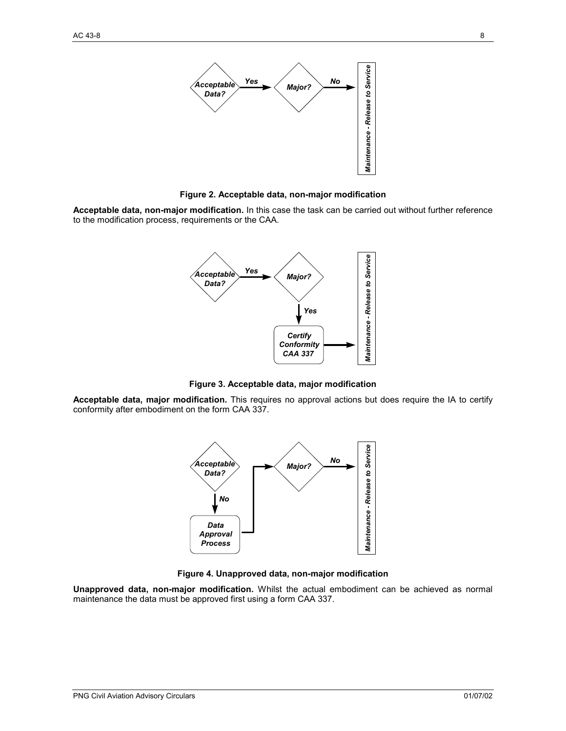**Figure 2. Acceptable data, non-major modification**

**Acceptable data, non-major modification.** In this case the task can be carried out without further reference to the modification process, requirements or the CAA.

**Figure 3. Acceptable data, major modification**

**Acceptable data, major modification.** This requires no approval actions but does require the IA to certify conformity after embodiment on the form CAA 337.

**Figure 4. Unapproved data, non-major modification**

**Unapproved data, non-major modification.** Whilst the actual embodiment can be achieved as normal maintenance the data must be approved first using a form CAA 337.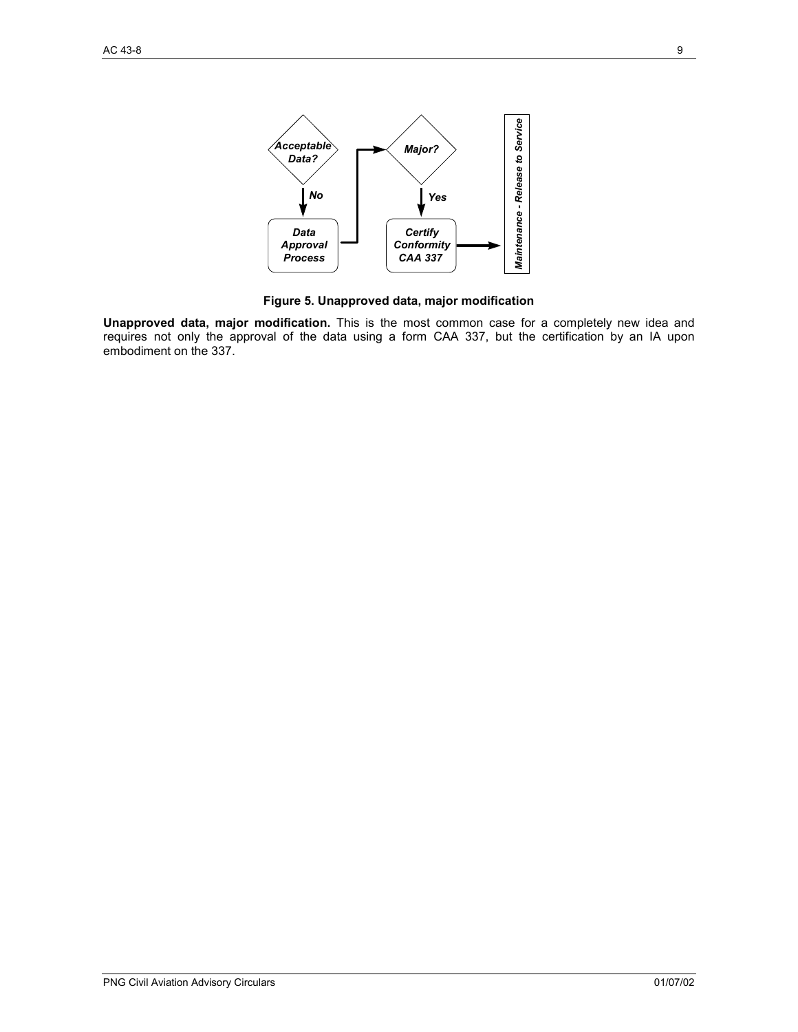**Figure 5. Unapproved data, major modification**

**Unapproved data, major modification.** This is the most common case for a completely new idea and requires not only the approval of the data using a form CAA 337, but the certification by an IA upon embodiment on the 337.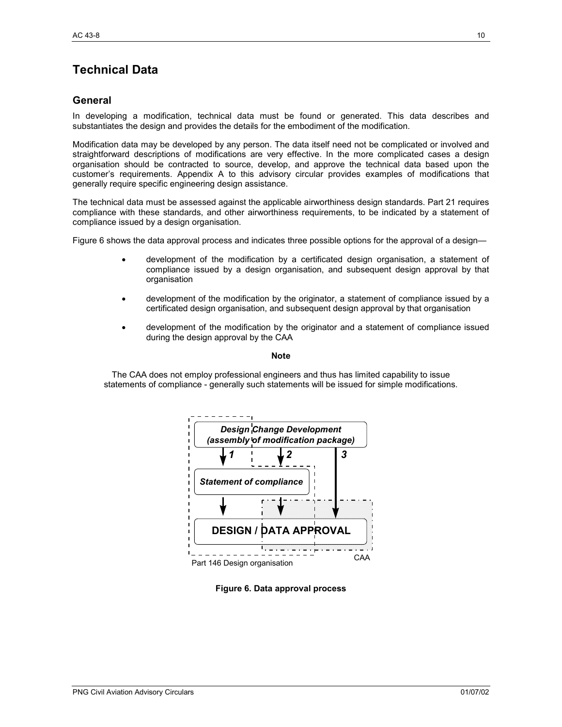# Technical Data

## General

In developing a modification, technical data must be found or generated. This data describes and substantiates the design and provides the details for the embodiment of the modification.

Modification data may be developed by any person. The data itself need not be complicated or involved and straightforward descriptions of modifications are very effective. In the more complicated cases a design organisation should be contracted to source, develop, and approve the technical data based upon the customer's requirements. Appendix A to this advisory circular provides examples of modifications that generally require specific engineering design assistance.

The technical data must be assessed against the applicable airworthiness design standards. Part 21 requires compliance with these standards, and other airworthiness requirements, to be indicated by a statement of compliance issued by a design organisation.

Figure 6 shows the data approval process and indicates three possible options for the approval of a design—

- development of the modification by a certificated design organisation, a statement of compliance issued by a design organisation, and subsequent design approval by that organisation
- development of the modification by the originator, a statement of compliance issued by a certificated design organisation, and subsequent design approval by that organisation
- development of the modification by the originator and a statement of compliance issued during the design approval by the CAA

**Note**

The CAA does not employ professional engineers and thus has limited capability to issue statements of compliance - generally such statements will be issued for simple modifications.

*Design Change Development (assembly of modification package)*

1 2 3

*Statement of compliance*

**DESIGN / DATA APPROVAL**

Part 146 Design organisation

CAA

**Figure 6. Data approval process**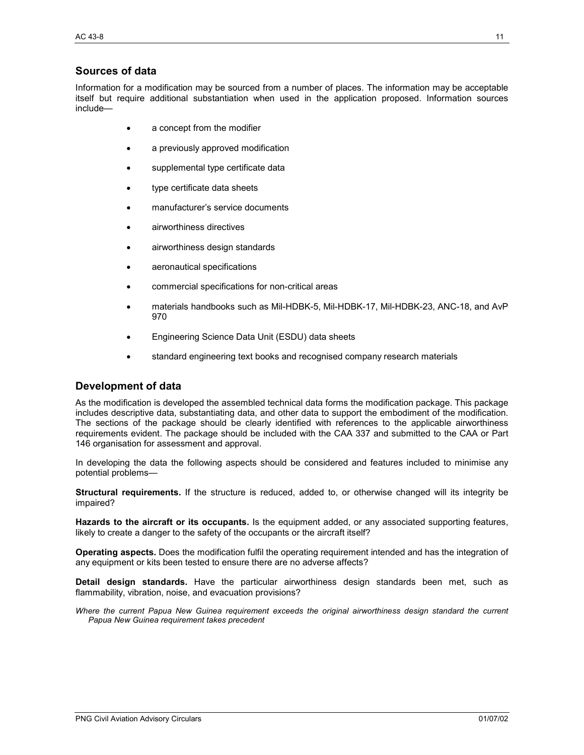## Sources of data

Information for a modification may be sourced from a number of places. The information may be acceptable itself but require additional substantiation when used in the application proposed. Information sources include—

- a concept from the modifier
- a previously approved modification
- supplemental type certificate data
- type certificate data sheets
- manufacturer's service documents
- airworthiness directives
- airworthiness design standards
- aeronautical specifications
- commercial specifications for non-critical areas
- materials handbooks such as Mil-HDBK-5, Mil-HDBK-17, Mil-HDBK-23, ANC-18, and AvP 970
- Engineering Science Data Unit (ESDU) data sheets
- standard engineering text books and recognised company research materials

## Development of data

As the modification is developed the assembled technical data forms the modification package. This package includes descriptive data, substantiating data, and other data to support the embodiment of the modification. The sections of the package should be clearly identified with references to the applicable airworthiness requirements evident. The package should be included with the CAA 337 and submitted to the CAA or Part 146 organisation for assessment and approval.

In developing the data the following aspects should be considered and features included to minimise any potential problems—

**Structural requirements.** If the structure is reduced, added to, or otherwise changed will its integrity be impaired?

**Hazards to the aircraft or its occupants.** Is the equipment added, or any associated supporting features, likely to create a danger to the safety of the occupants or the aircraft itself?

**Operating aspects.** Does the modification fulfil the operating requirement intended and has the integration of any equipment or kits been tested to ensure there are no adverse affects?

**Detail design standards.** Have the particular airworthiness design standards been met, such as flammability, vibration, noise, and evacuation provisions?

*Where the current Papua New Guinea requirement exceeds the original airworthiness design standard the current Papua New Guinea requirement takes precedent*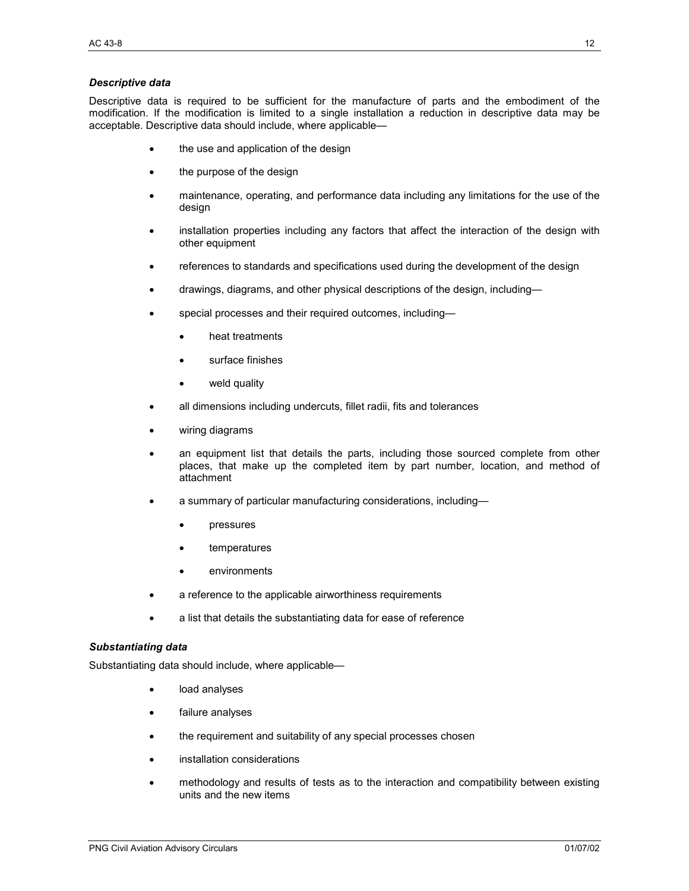### *Descriptive data*

Descriptive data is required to be sufficient for the manufacture of parts and the embodiment of the modification. If the modification is limited to a single installation a reduction in descriptive data may be acceptable. Descriptive data should include, where applicable—

- the use and application of the design
- the purpose of the design
- maintenance, operating, and performance data including any limitations for the use of the design
- installation properties including any factors that affect the interaction of the design with other equipment
- references to standards and specifications used during the development of the design
- drawings, diagrams, and other physical descriptions of the design, including—
- special processes and their required outcomes, including—
    - heat treatments
    - surface finishes
    - weld quality
- all dimensions including undercuts, fillet radii, fits and tolerances
- wiring diagrams
- an equipment list that details the parts, including those sourced complete from other places, that make up the completed item by part number, location, and method of attachment
- a summary of particular manufacturing considerations, including—
    - pressures
    - temperatures
    - environments
- a reference to the applicable airworthiness requirements
- a list that details the substantiating data for ease of reference

### *Substantiating data*

Substantiating data should include, where applicable—

- load analyses
- failure analyses
- the requirement and suitability of any special processes chosen
- installation considerations
- methodology and results of tests as to the interaction and compatibility between existing units and the new items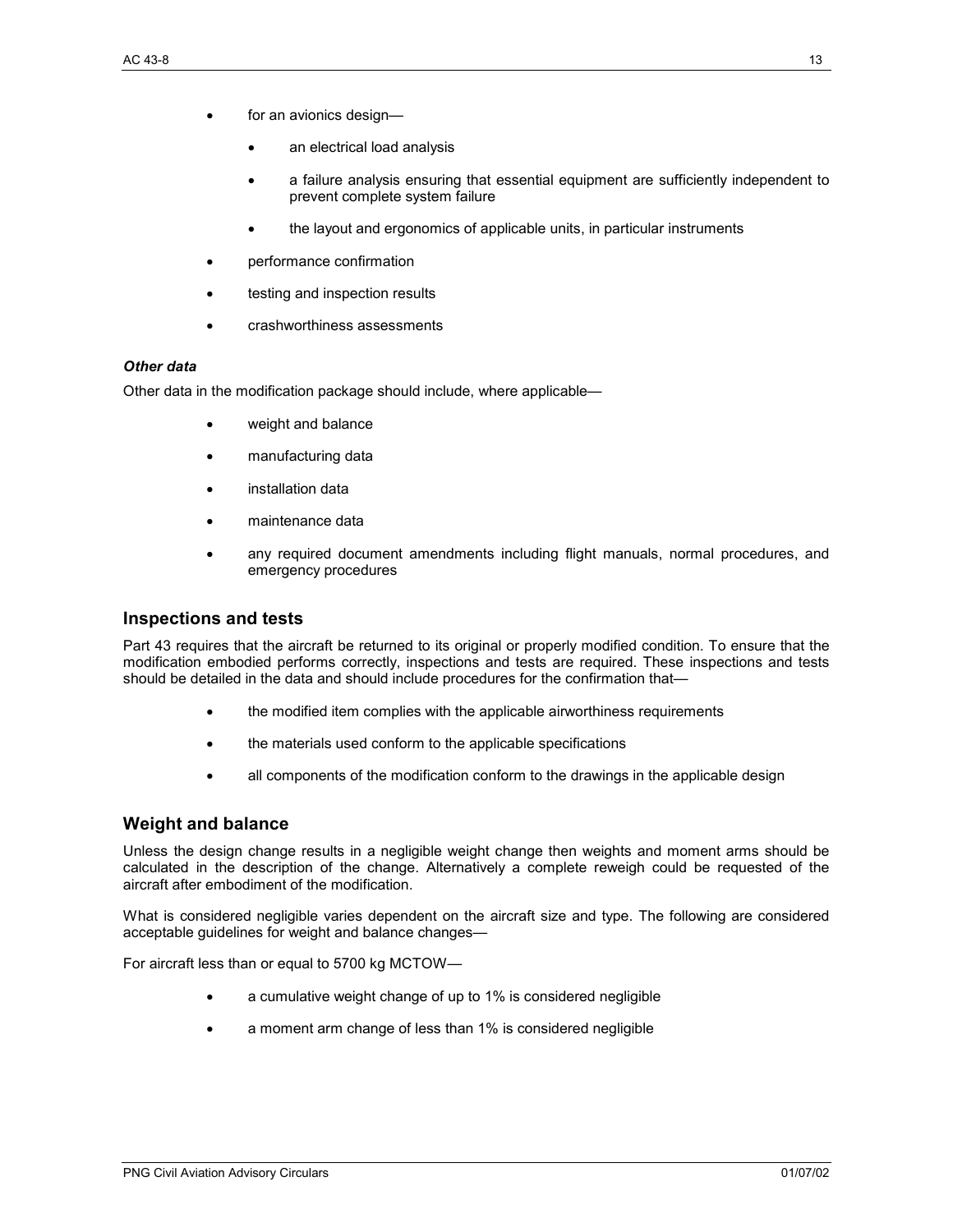- for an avionics design—
    - an electrical load analysis
    - a failure analysis ensuring that essential equipment are sufficiently independent to prevent complete system failure
    - the layout and ergonomics of applicable units, in particular instruments
- performance confirmation
- testing and inspection results
- crashworthiness assessments

### *Other data*

Other data in the modification package should include, where applicable—

- weight and balance
- manufacturing data
- installation data
- maintenance data
- any required document amendments including flight manuals, normal procedures, and emergency procedures

## Inspections and tests

Part 43 requires that the aircraft be returned to its original or properly modified condition. To ensure that the modification embodied performs correctly, inspections and tests are required. These inspections and tests should be detailed in the data and should include procedures for the confirmation that—

- the modified item complies with the applicable airworthiness requirements
- the materials used conform to the applicable specifications
- all components of the modification conform to the drawings in the applicable design

## Weight and balance

Unless the design change results in a negligible weight change then weights and moment arms should be calculated in the description of the change. Alternatively a complete reweigh could be requested of the aircraft after embodiment of the modification.

What is considered negligible varies dependent on the aircraft size and type. The following are considered acceptable guidelines for weight and balance changes—

For aircraft less than or equal to 5700 kg MCTOW—

- a cumulative weight change of up to 1% is considered negligible
- a moment arm change of less than 1% is considered negligible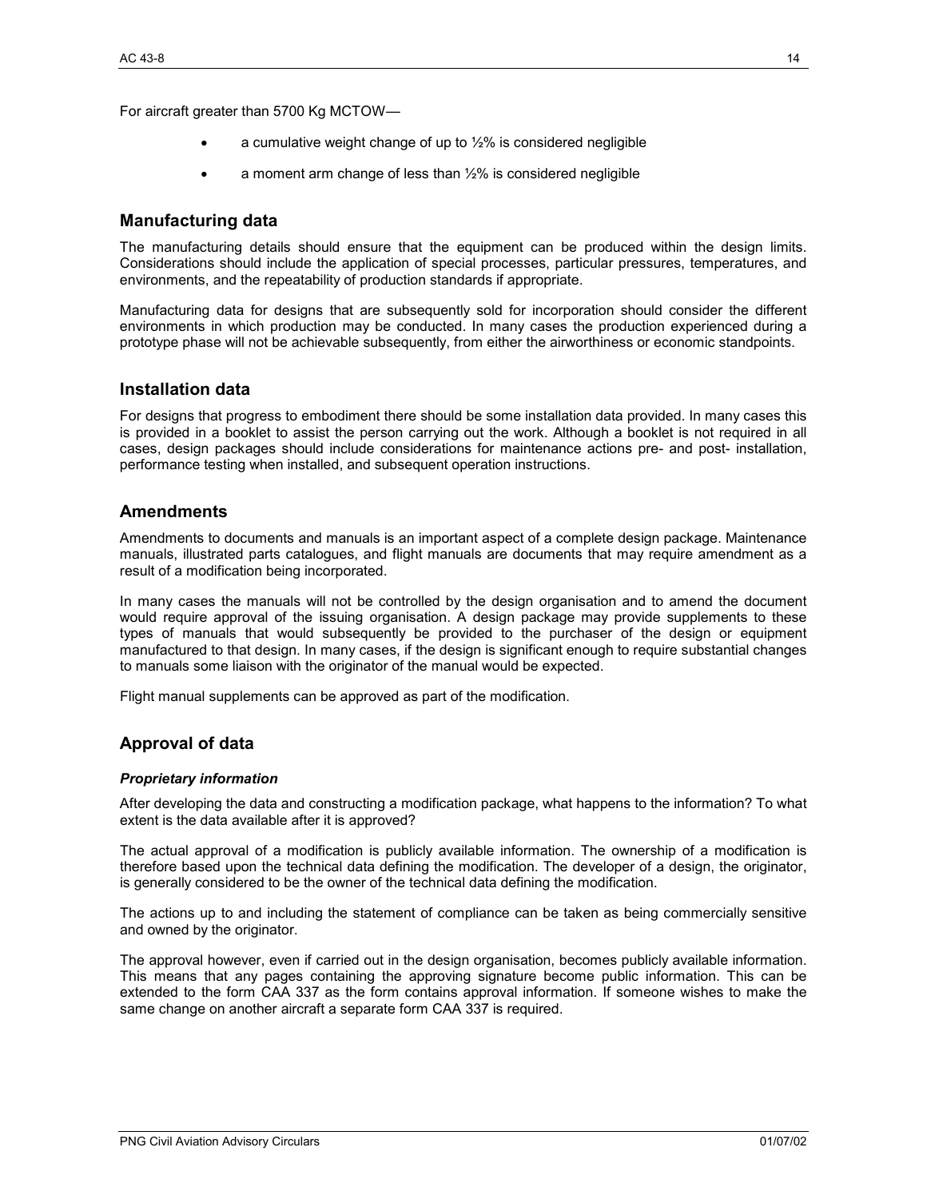For aircraft greater than 5700 Kg MCTOW—

- a cumulative weight change of up to ½% is considered negligible
- a moment arm change of less than ½% is considered negligible

## Manufacturing data

The manufacturing details should ensure that the equipment can be produced within the design limits. Considerations should include the application of special processes, particular pressures, temperatures, and environments, and the repeatability of production standards if appropriate.

Manufacturing data for designs that are subsequently sold for incorporation should consider the different environments in which production may be conducted. In many cases the production experienced during a prototype phase will not be achievable subsequently, from either the airworthiness or economic standpoints.

## Installation data

For designs that progress to embodiment there should be some installation data provided. In many cases this is provided in a booklet to assist the person carrying out the work. Although a booklet is not required in all cases, design packages should include considerations for maintenance actions pre- and post- installation, performance testing when installed, and subsequent operation instructions.

## Amendments

Amendments to documents and manuals is an important aspect of a complete design package. Maintenance manuals, illustrated parts catalogues, and flight manuals are documents that may require amendment as a result of a modification being incorporated.

In many cases the manuals will not be controlled by the design organisation and to amend the document would require approval of the issuing organisation. A design package may provide supplements to these types of manuals that would subsequently be provided to the purchaser of the design or equipment manufactured to that design. In many cases, if the design is significant enough to require substantial changes to manuals some liaison with the originator of the manual would be expected.

Flight manual supplements can be approved as part of the modification.

## Approval of data

### *Proprietary information*

After developing the data and constructing a modification package, what happens to the information? To what extent is the data available after it is approved?

The actual approval of a modification is publicly available information. The ownership of a modification is therefore based upon the technical data defining the modification. The developer of a design, the originator, is generally considered to be the owner of the technical data defining the modification.

The actions up to and including the statement of compliance can be taken as being commercially sensitive and owned by the originator.

The approval however, even if carried out in the design organisation, becomes publicly available information. This means that any pages containing the approving signature become public information. This can be extended to the form CAA 337 as the form contains approval information. If someone wishes to make the same change on another aircraft a separate form CAA 337 is required.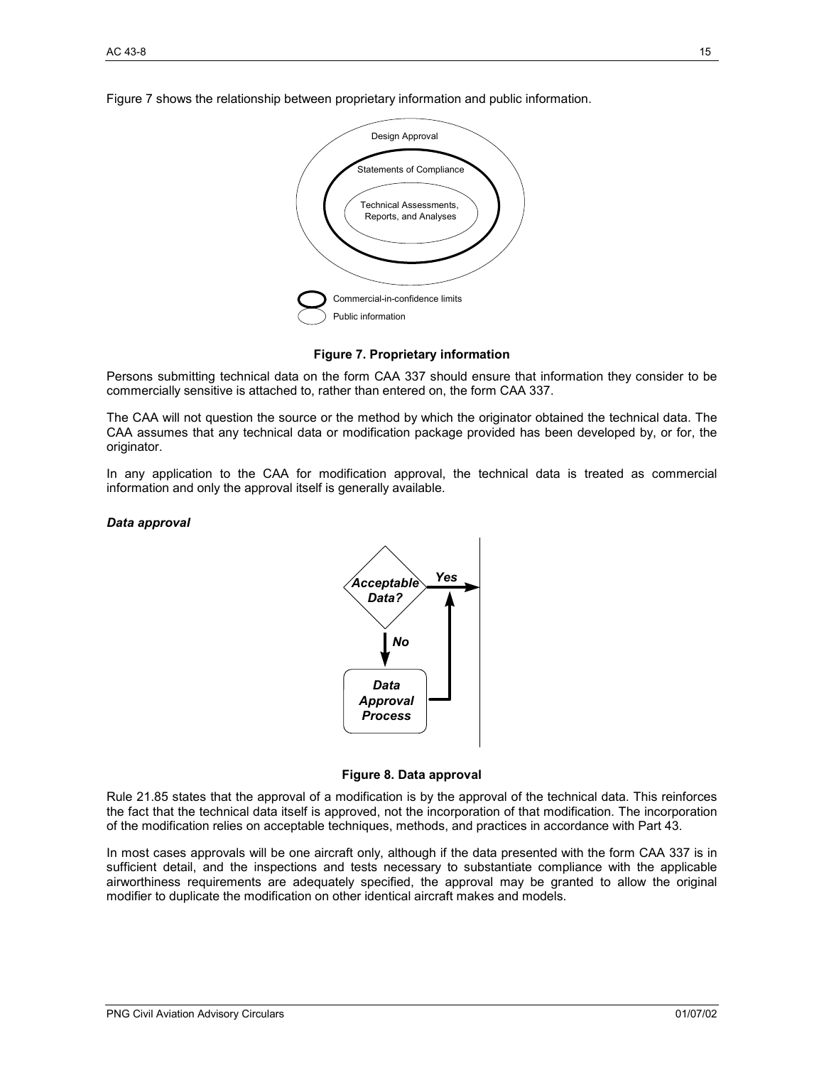Figure 7 shows the relationship between proprietary information and public information.

Design Approval

Statements of Compliance

Technical Assessments, Reports, and Analyses

Commercial-in-confidence limits

Public information

**Figure 7. Proprietary information**

Persons submitting technical data on the form CAA 337 should ensure that information they consider to be commercially sensitive is attached to, rather than entered on, the form CAA 337.

The CAA will not question the source or the method by which the originator obtained the technical data. The CAA assumes that any technical data or modification package provided has been developed by, or for, the originator.

In any application to the CAA for modification approval, the technical data is treated as commercial information and only the approval itself is generally available.

***Data approval***

*Acceptable Data?*

*Yes*

*No*

*Data Approval Process*

**Figure 8. Data approval**

Rule 21.85 states that the approval of a modification is by the approval of the technical data. This reinforces the fact that the technical data itself is approved, not the incorporation of that modification. The incorporation of the modification relies on acceptable techniques, methods, and practices in accordance with Part 43.

In most cases approvals will be one aircraft only, although if the data presented with the form CAA 337 is in sufficient detail, and the inspections and tests necessary to substantiate compliance with the applicable airworthiness requirements are adequately specified, the approval may be granted to allow the original modifier to duplicate the modification on other identical aircraft makes and models.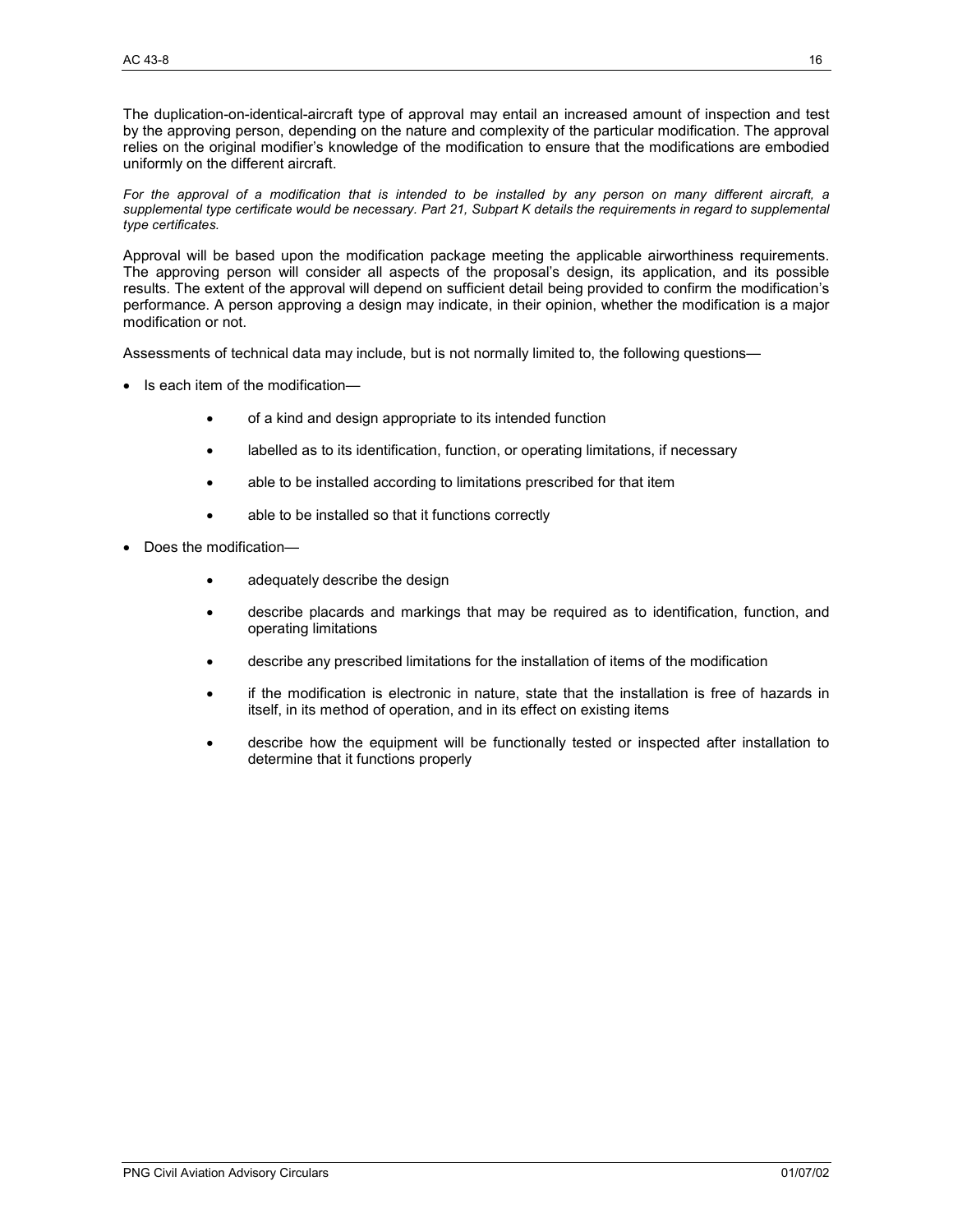The duplication-on-identical-aircraft type of approval may entail an increased amount of inspection and test by the approving person, depending on the nature and complexity of the particular modification. The approval relies on the original modifier's knowledge of the modification to ensure that the modifications are embodied uniformly on the different aircraft.

*For the approval of a modification that is intended to be installed by any person on many different aircraft, a supplemental type certificate would be necessary. Part 21, Subpart K details the requirements in regard to supplemental type certificates.*

Approval will be based upon the modification package meeting the applicable airworthiness requirements. The approving person will consider all aspects of the proposal's design, its application, and its possible results. The extent of the approval will depend on sufficient detail being provided to confirm the modification's performance. A person approving a design may indicate, in their opinion, whether the modification is a major modification or not.

Assessments of technical data may include, but is not normally limited to, the following questions—

- Is each item of the modification—
    - of a kind and design appropriate to its intended function
    - labelled as to its identification, function, or operating limitations, if necessary
    - able to be installed according to limitations prescribed for that item
    - able to be installed so that it functions correctly
- Does the modification—
    - adequately describe the design
    - describe placards and markings that may be required as to identification, function, and operating limitations
    - describe any prescribed limitations for the installation of items of the modification
    - if the modification is electronic in nature, state that the installation is free of hazards in itself, in its method of operation, and in its effect on existing items
    - describe how the equipment will be functionally tested or inspected after installation to determine that it functions properly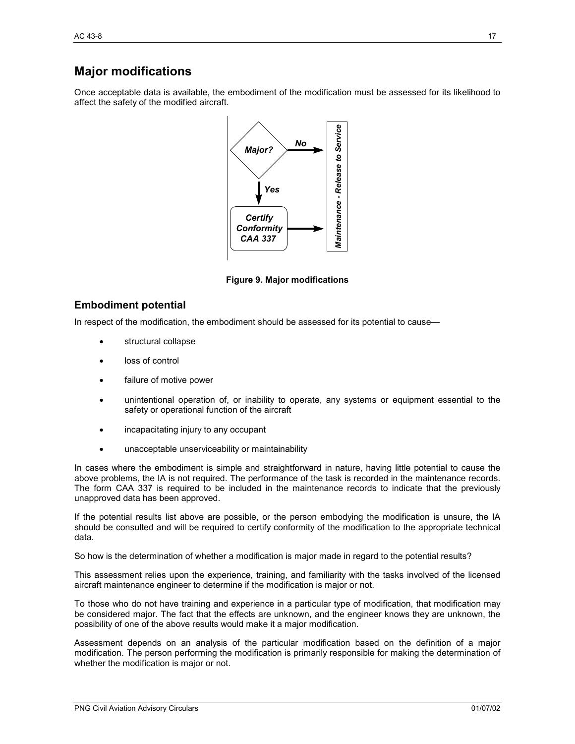## Major modifications

Once acceptable data is available, the embodiment of the modification must be assessed for its likelihood to affect the safety of the modified aircraft.

**Figure 9. Major modifications**

### Embodiment potential

In respect of the modification, the embodiment should be assessed for its potential to cause—

- structural collapse
- loss of control
- failure of motive power
- unintentional operation of, or inability to operate, any systems or equipment essential to the safety or operational function of the aircraft
- incapacitating injury to any occupant
- unacceptable unserviceability or maintainability

In cases where the embodiment is simple and straightforward in nature, having little potential to cause the above problems, the IA is not required. The performance of the task is recorded in the maintenance records. The form CAA 337 is required to be included in the maintenance records to indicate that the previously unapproved data has been approved.

If the potential results list above are possible, or the person embodying the modification is unsure, the IA should be consulted and will be required to certify conformity of the modification to the appropriate technical data.

So how is the determination of whether a modification is major made in regard to the potential results?

This assessment relies upon the experience, training, and familiarity with the tasks involved of the licensed aircraft maintenance engineer to determine if the modification is major or not.

To those who do not have training and experience in a particular type of modification, that modification may be considered major. The fact that the effects are unknown, and the engineer knows they are unknown, the possibility of one of the above results would make it a major modification.

Assessment depends on an analysis of the particular modification based on the definition of a major modification. The person performing the modification is primarily responsible for making the determination of whether the modification is major or not.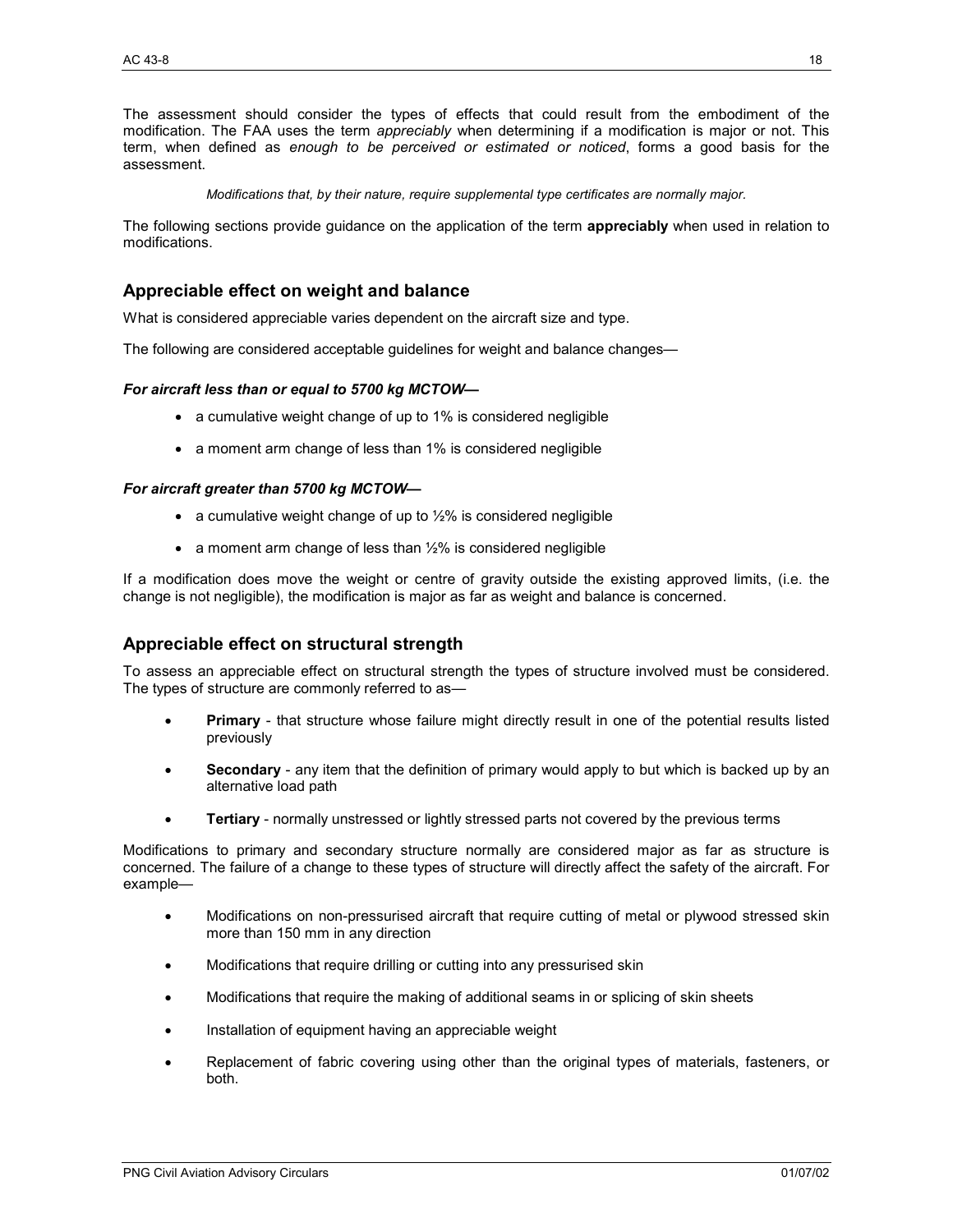The assessment should consider the types of effects that could result from the embodiment of the modification. The FAA uses the term *appreciably* when determining if a modification is major or not. This term, when defined as *enough to be perceived or estimated or noticed*, forms a good basis for the assessment.

*Modifications that, by their nature, require supplemental type certificates are normally major.*

The following sections provide guidance on the application of the term **appreciably** when used in relation to modifications.

## Appreciable effect on weight and balance

What is considered appreciable varies dependent on the aircraft size and type.

The following are considered acceptable guidelines for weight and balance changes—

***For aircraft less than or equal to 5700 kg MCTOW—***

- a cumulative weight change of up to 1% is considered negligible
- a moment arm change of less than 1% is considered negligible

***For aircraft greater than 5700 kg MCTOW—***

- a cumulative weight change of up to ½% is considered negligible
- a moment arm change of less than ½% is considered negligible

If a modification does move the weight or centre of gravity outside the existing approved limits, (i.e. the change is not negligible), the modification is major as far as weight and balance is concerned.

## Appreciable effect on structural strength

To assess an appreciable effect on structural strength the types of structure involved must be considered. The types of structure are commonly referred to as—

- **Primary** - that structure whose failure might directly result in one of the potential results listed previously
- **Secondary** - any item that the definition of primary would apply to but which is backed up by an alternative load path
- **Tertiary** - normally unstressed or lightly stressed parts not covered by the previous terms

Modifications to primary and secondary structure normally are considered major as far as structure is concerned. The failure of a change to these types of structure will directly affect the safety of the aircraft. For example—

- Modifications on non-pressurised aircraft that require cutting of metal or plywood stressed skin more than 150 mm in any direction
- Modifications that require drilling or cutting into any pressurised skin
- Modifications that require the making of additional seams in or splicing of skin sheets
- Installation of equipment having an appreciable weight
- Replacement of fabric covering using other than the original types of materials, fasteners, or both.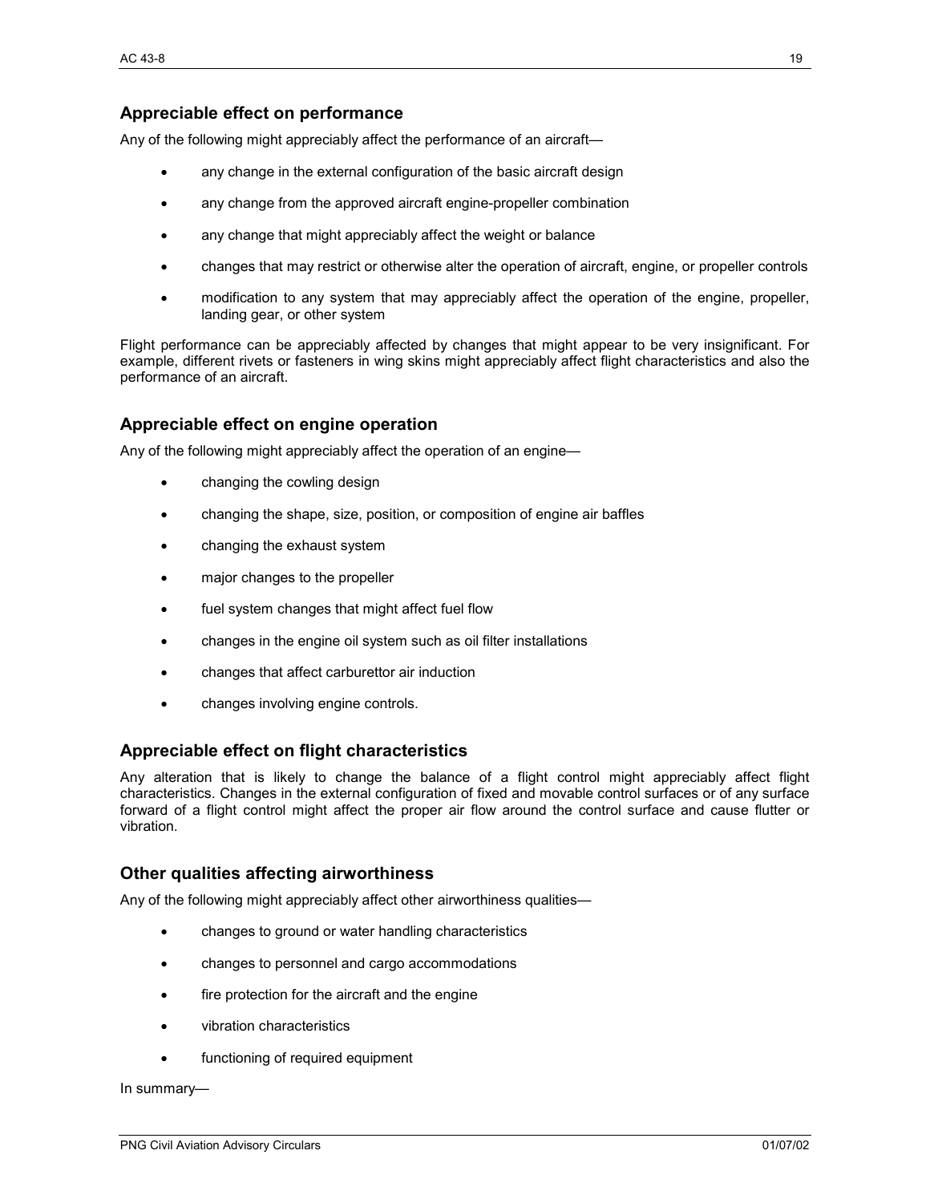## Appreciable effect on performance

Any of the following might appreciably affect the performance of an aircraft—

- any change in the external configuration of the basic aircraft design
- any change from the approved aircraft engine-propeller combination
- any change that might appreciably affect the weight or balance
- changes that may restrict or otherwise alter the operation of aircraft, engine, or propeller controls
- modification to any system that may appreciably affect the operation of the engine, propeller, landing gear, or other system

Flight performance can be appreciably affected by changes that might appear to be very insignificant. For example, different rivets or fasteners in wing skins might appreciably affect flight characteristics and also the performance of an aircraft.

## Appreciable effect on engine operation

Any of the following might appreciably affect the operation of an engine—

- changing the cowling design
- changing the shape, size, position, or composition of engine air baffles
- changing the exhaust system
- major changes to the propeller
- fuel system changes that might affect fuel flow
- changes in the engine oil system such as oil filter installations
- changes that affect carburettor air induction
- changes involving engine controls.

## Appreciable effect on flight characteristics

Any alteration that is likely to change the balance of a flight control might appreciably affect flight characteristics. Changes in the external configuration of fixed and movable control surfaces or of any surface forward of a flight control might affect the proper air flow around the control surface and cause flutter or vibration.

## Other qualities affecting airworthiness

Any of the following might appreciably affect other airworthiness qualities—

- changes to ground or water handling characteristics
- changes to personnel and cargo accommodations
- fire protection for the aircraft and the engine
- vibration characteristics
- functioning of required equipment

In summary—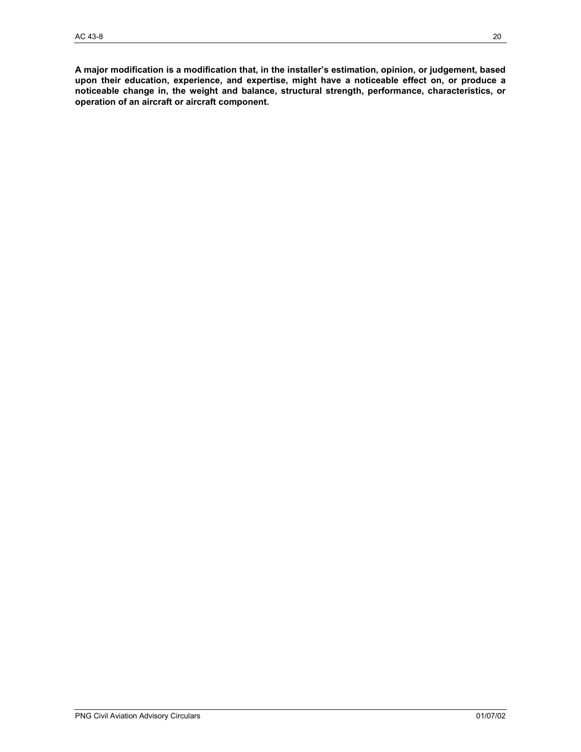**A major modification is a modification that, in the installer's estimation, opinion, or judgement, based upon their education, experience, and expertise, might have a noticeable effect on, or produce a noticeable change in, the weight and balance, structural strength, performance, characteristics, or operation of an aircraft or aircraft component.**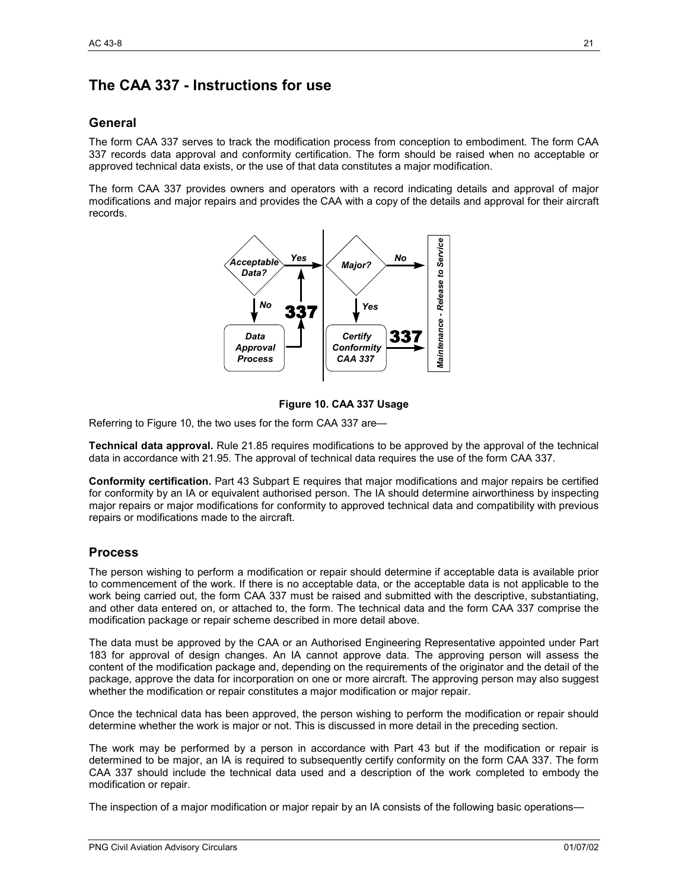# The CAA 337 - Instructions for use

## General

The form CAA 337 serves to track the modification process from conception to embodiment. The form CAA 337 records data approval and conformity certification. The form should be raised when no acceptable or approved technical data exists, or the use of that data constitutes a major modification.

The form CAA 337 provides owners and operators with a record indicating details and approval of major modifications and major repairs and provides the CAA with a copy of the details and approval for their aircraft records.

**Figure 10. CAA 337 Usage**

Referring to Figure 10, the two uses for the form CAA 337 are—

**Technical data approval.** Rule 21.85 requires modifications to be approved by the approval of the technical data in accordance with 21.95. The approval of technical data requires the use of the form CAA 337.

**Conformity certification.** Part 43 Subpart E requires that major modifications and major repairs be certified for conformity by an IA or equivalent authorised person. The IA should determine airworthiness by inspecting major repairs or major modifications for conformity to approved technical data and compatibility with previous repairs or modifications made to the aircraft.

## Process

The person wishing to perform a modification or repair should determine if acceptable data is available prior to commencement of the work. If there is no acceptable data, or the acceptable data is not applicable to the work being carried out, the form CAA 337 must be raised and submitted with the descriptive, substantiating, and other data entered on, or attached to, the form. The technical data and the form CAA 337 comprise the modification package or repair scheme described in more detail above.

The data must be approved by the CAA or an Authorised Engineering Representative appointed under Part 183 for approval of design changes. An IA cannot approve data. The approving person will assess the content of the modification package and, depending on the requirements of the originator and the detail of the package, approve the data for incorporation on one or more aircraft. The approving person may also suggest whether the modification or repair constitutes a major modification or major repair.

Once the technical data has been approved, the person wishing to perform the modification or repair should determine whether the work is major or not. This is discussed in more detail in the preceding section.

The work may be performed by a person in accordance with Part 43 but if the modification or repair is determined to be major, an IA is required to subsequently certify conformity on the form CAA 337. The form CAA 337 should include the technical data used and a description of the work completed to embody the modification or repair.

The inspection of a major modification or major repair by an IA consists of the following basic operations—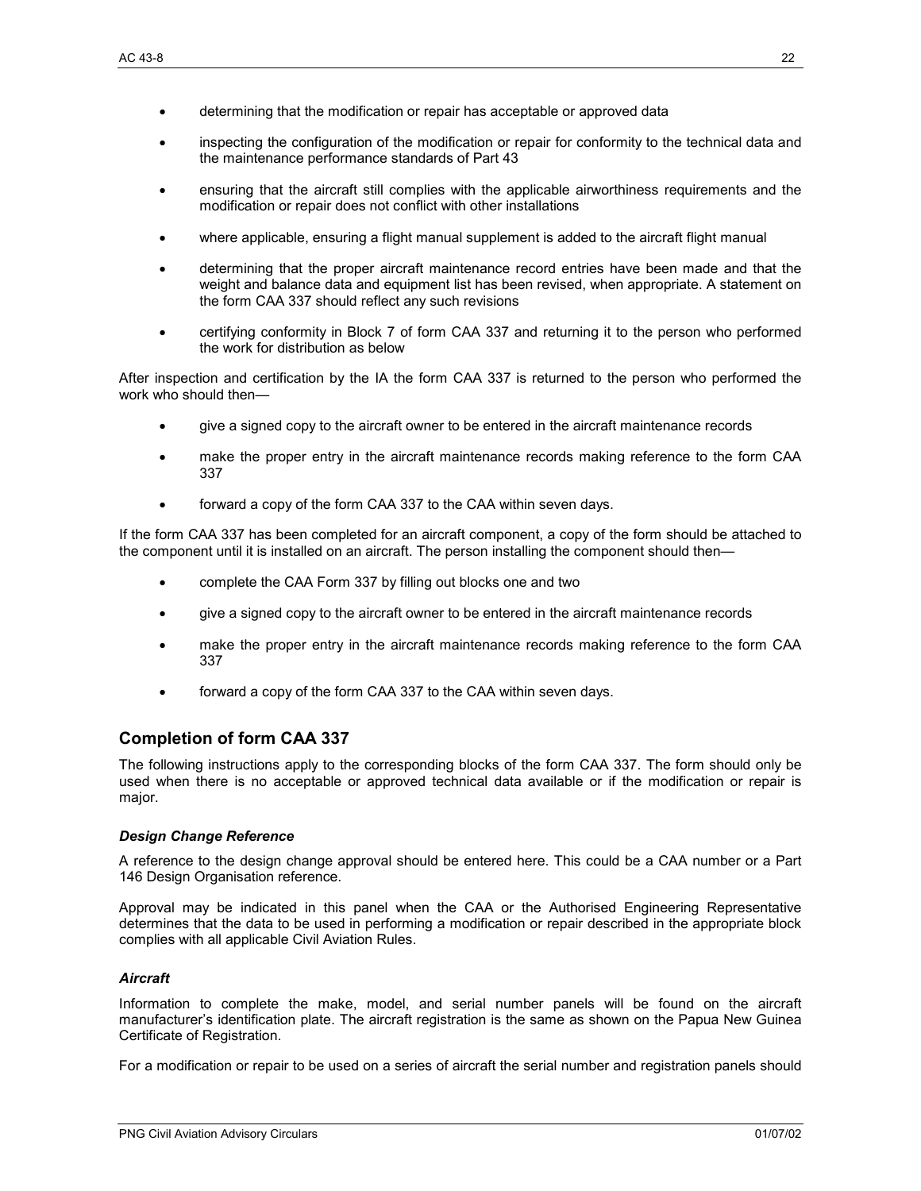- determining that the modification or repair has acceptable or approved data
- inspecting the configuration of the modification or repair for conformity to the technical data and the maintenance performance standards of Part 43
- ensuring that the aircraft still complies with the applicable airworthiness requirements and the modification or repair does not conflict with other installations
- where applicable, ensuring a flight manual supplement is added to the aircraft flight manual
- determining that the proper aircraft maintenance record entries have been made and that the weight and balance data and equipment list has been revised, when appropriate. A statement on the form CAA 337 should reflect any such revisions
- certifying conformity in Block 7 of form CAA 337 and returning it to the person who performed the work for distribution as below

After inspection and certification by the IA the form CAA 337 is returned to the person who performed the work who should then—

- give a signed copy to the aircraft owner to be entered in the aircraft maintenance records
- make the proper entry in the aircraft maintenance records making reference to the form CAA 337
- forward a copy of the form CAA 337 to the CAA within seven days.

If the form CAA 337 has been completed for an aircraft component, a copy of the form should be attached to the component until it is installed on an aircraft. The person installing the component should then—

- complete the CAA Form 337 by filling out blocks one and two
- give a signed copy to the aircraft owner to be entered in the aircraft maintenance records
- make the proper entry in the aircraft maintenance records making reference to the form CAA 337
- forward a copy of the form CAA 337 to the CAA within seven days.

## Completion of form CAA 337

The following instructions apply to the corresponding blocks of the form CAA 337. The form should only be used when there is no acceptable or approved technical data available or if the modification or repair is major.

### *Design Change Reference*

A reference to the design change approval should be entered here. This could be a CAA number or a Part 146 Design Organisation reference.

Approval may be indicated in this panel when the CAA or the Authorised Engineering Representative determines that the data to be used in performing a modification or repair described in the appropriate block complies with all applicable Civil Aviation Rules.

### *Aircraft*

Information to complete the make, model, and serial number panels will be found on the aircraft manufacturer's identification plate. The aircraft registration is the same as shown on the Papua New Guinea Certificate of Registration.

For a modification or repair to be used on a series of aircraft the serial number and registration panels should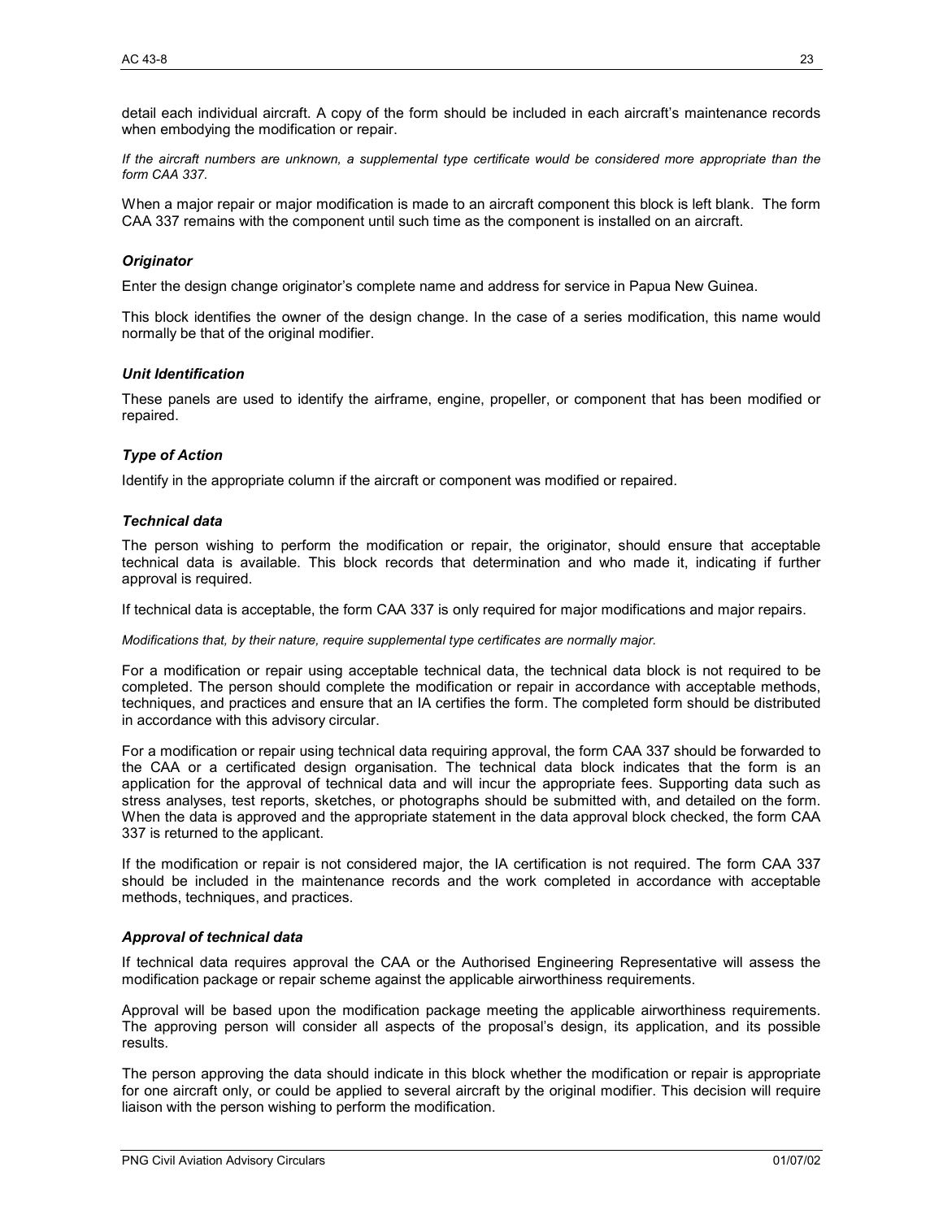detail each individual aircraft. A copy of the form should be included in each aircraft's maintenance records when embodying the modification or repair.

*If the aircraft numbers are unknown, a supplemental type certificate would be considered more appropriate than the form CAA 337.*

When a major repair or major modification is made to an aircraft component this block is left blank. The form CAA 337 remains with the component until such time as the component is installed on an aircraft.

### *Originator*

Enter the design change originator's complete name and address for service in Papua New Guinea.

This block identifies the owner of the design change. In the case of a series modification, this name would normally be that of the original modifier.

### *Unit Identification*

These panels are used to identify the airframe, engine, propeller, or component that has been modified or repaired.

### *Type of Action*

Identify in the appropriate column if the aircraft or component was modified or repaired.

### *Technical data*

The person wishing to perform the modification or repair, the originator, should ensure that acceptable technical data is available. This block records that determination and who made it, indicating if further approval is required.

If technical data is acceptable, the form CAA 337 is only required for major modifications and major repairs.

*Modifications that, by their nature, require supplemental type certificates are normally major.*

For a modification or repair using acceptable technical data, the technical data block is not required to be completed. The person should complete the modification or repair in accordance with acceptable methods, techniques, and practices and ensure that an IA certifies the form. The completed form should be distributed in accordance with this advisory circular.

For a modification or repair using technical data requiring approval, the form CAA 337 should be forwarded to the CAA or a certificated design organisation. The technical data block indicates that the form is an application for the approval of technical data and will incur the appropriate fees. Supporting data such as stress analyses, test reports, sketches, or photographs should be submitted with, and detailed on the form. When the data is approved and the appropriate statement in the data approval block checked, the form CAA 337 is returned to the applicant.

If the modification or repair is not considered major, the IA certification is not required. The form CAA 337 should be included in the maintenance records and the work completed in accordance with acceptable methods, techniques, and practices.

### *Approval of technical data*

If technical data requires approval the CAA or the Authorised Engineering Representative will assess the modification package or repair scheme against the applicable airworthiness requirements.

Approval will be based upon the modification package meeting the applicable airworthiness requirements. The approving person will consider all aspects of the proposal's design, its application, and its possible results.

The person approving the data should indicate in this block whether the modification or repair is appropriate for one aircraft only, or could be applied to several aircraft by the original modifier. This decision will require liaison with the person wishing to perform the modification.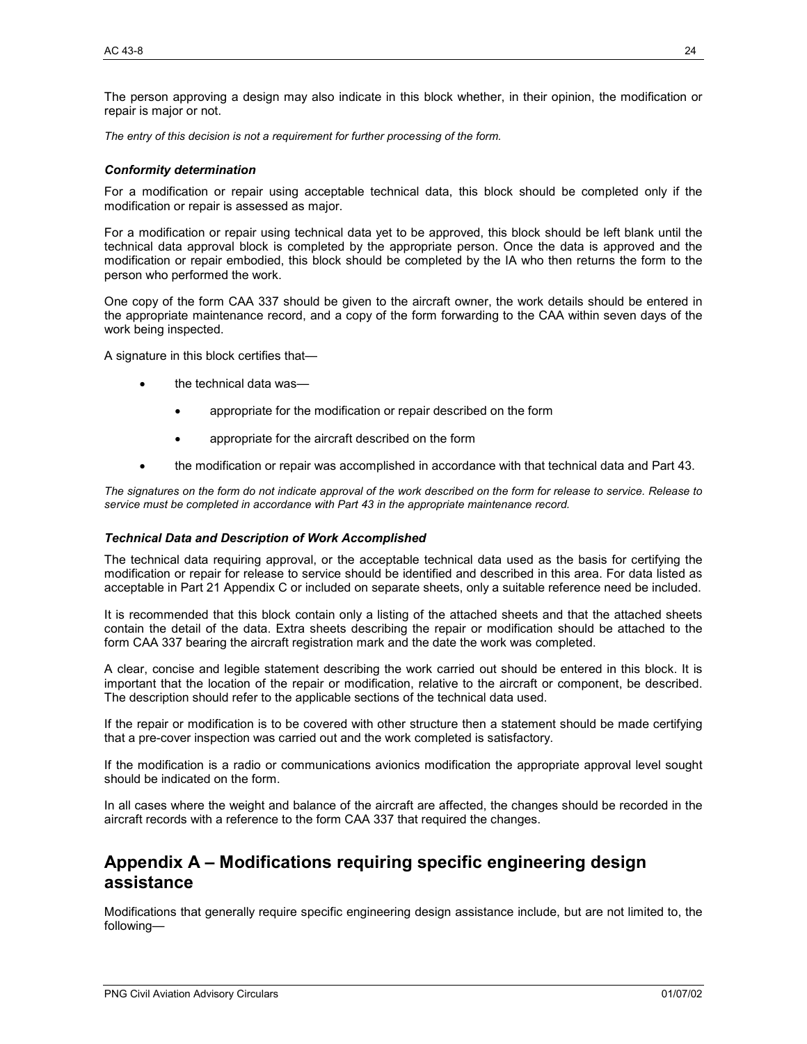The person approving a design may also indicate in this block whether, in their opinion, the modification or repair is major or not.

*The entry of this decision is not a requirement for further processing of the form.*

#### *Conformity determination*

For a modification or repair using acceptable technical data, this block should be completed only if the modification or repair is assessed as major.

For a modification or repair using technical data yet to be approved, this block should be left blank until the technical data approval block is completed by the appropriate person. Once the data is approved and the modification or repair embodied, this block should be completed by the IA who then returns the form to the person who performed the work.

One copy of the form CAA 337 should be given to the aircraft owner, the work details should be entered in the appropriate maintenance record, and a copy of the form forwarding to the CAA within seven days of the work being inspected.

A signature in this block certifies that—

- the technical data was—
    - appropriate for the modification or repair described on the form
    - appropriate for the aircraft described on the form
- the modification or repair was accomplished in accordance with that technical data and Part 43.

*The signatures on the form do not indicate approval of the work described on the form for release to service. Release to service must be completed in accordance with Part 43 in the appropriate maintenance record.*

#### *Technical Data and Description of Work Accomplished*

The technical data requiring approval, or the acceptable technical data used as the basis for certifying the modification or repair for release to service should be identified and described in this area. For data listed as acceptable in Part 21 Appendix C or included on separate sheets, only a suitable reference need be included.

It is recommended that this block contain only a listing of the attached sheets and that the attached sheets contain the detail of the data. Extra sheets describing the repair or modification should be attached to the form CAA 337 bearing the aircraft registration mark and the date the work was completed.

A clear, concise and legible statement describing the work carried out should be entered in this block. It is important that the location of the repair or modification, relative to the aircraft or component, be described. The description should refer to the applicable sections of the technical data used.

If the repair or modification is to be covered with other structure then a statement should be made certifying that a pre-cover inspection was carried out and the work completed is satisfactory.

If the modification is a radio or communications avionics modification the appropriate approval level sought should be indicated on the form.

In all cases where the weight and balance of the aircraft are affected, the changes should be recorded in the aircraft records with a reference to the form CAA 337 that required the changes.

## Appendix A – Modifications requiring specific engineering design assistance

Modifications that generally require specific engineering design assistance include, but are not limited to, the following—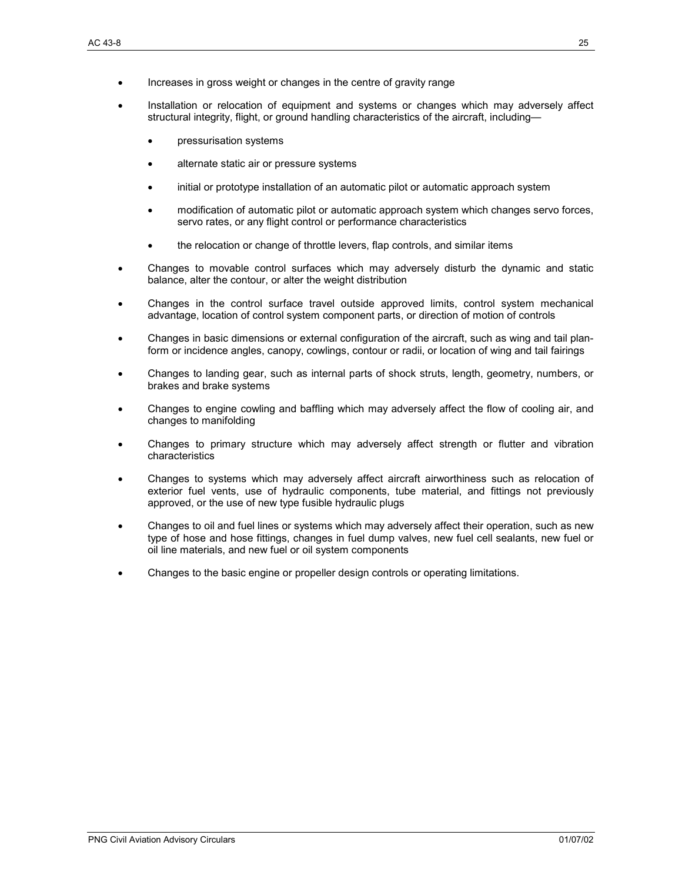- Increases in gross weight or changes in the centre of gravity range
- Installation or relocation of equipment and systems or changes which may adversely affect structural integrity, flight, or ground handling characteristics of the aircraft, including—
  - pressurisation systems
  - alternate static air or pressure systems
  - initial or prototype installation of an automatic pilot or automatic approach system
  - modification of automatic pilot or automatic approach system which changes servo forces, servo rates, or any flight control or performance characteristics
  - the relocation or change of throttle levers, flap controls, and similar items
- Changes to movable control surfaces which may adversely disturb the dynamic and static balance, alter the contour, or alter the weight distribution
- Changes in the control surface travel outside approved limits, control system mechanical advantage, location of control system component parts, or direction of motion of controls
- Changes in basic dimensions or external configuration of the aircraft, such as wing and tail plan-form or incidence angles, canopy, cowlings, contour or radii, or location of wing and tail fairings
- Changes to landing gear, such as internal parts of shock struts, length, geometry, numbers, or brakes and brake systems
- Changes to engine cowling and baffling which may adversely affect the flow of cooling air, and changes to manifolding
- Changes to primary structure which may adversely affect strength or flutter and vibration characteristics
- Changes to systems which may adversely affect aircraft airworthiness such as relocation of exterior fuel vents, use of hydraulic components, tube material, and fittings not previously approved, or the use of new type fusible hydraulic plugs
- Changes to oil and fuel lines or systems which may adversely affect their operation, such as new type of hose and hose fittings, changes in fuel dump valves, new fuel cell sealants, new fuel or oil line materials, and new fuel or oil system components
- Changes to the basic engine or propeller design controls or operating limitations.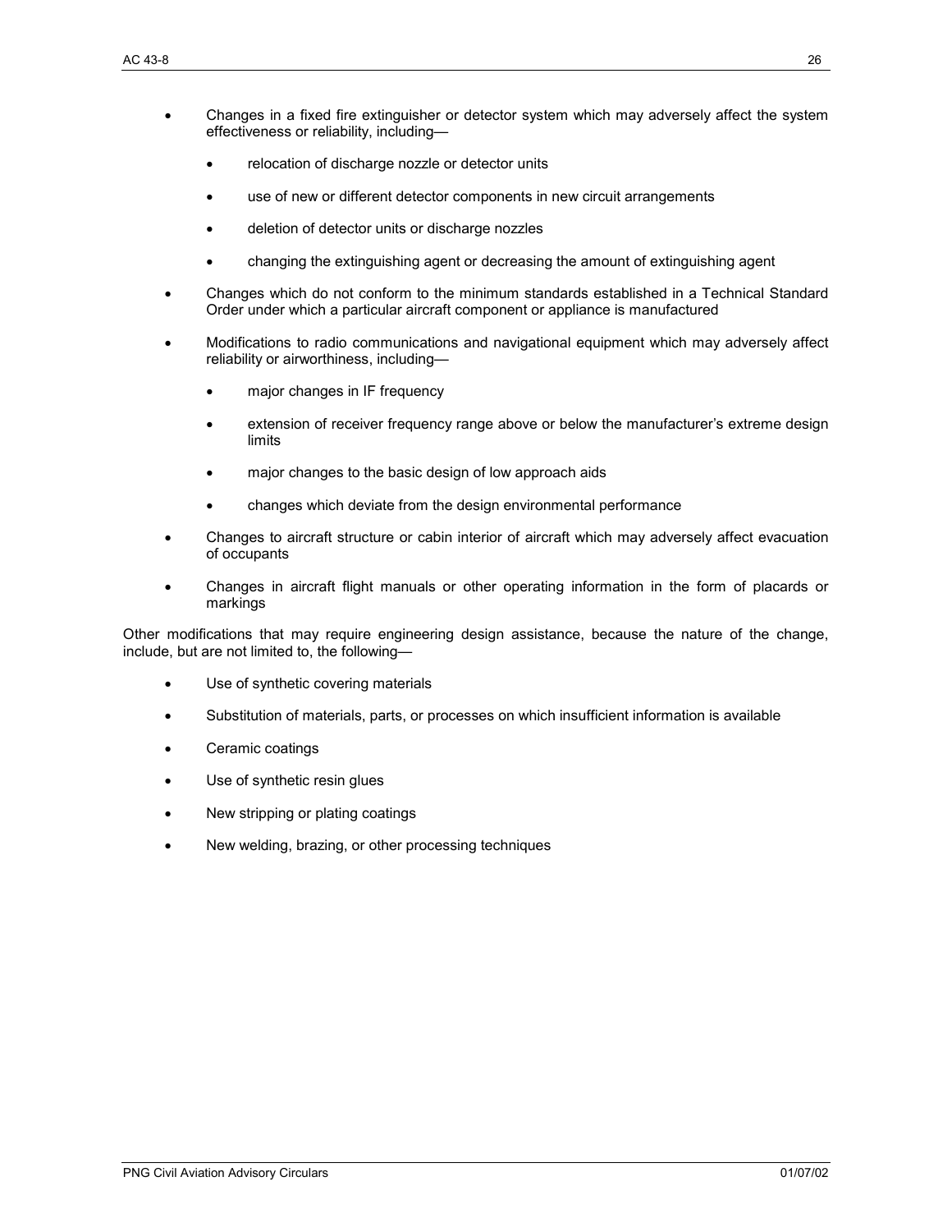- Changes in a fixed fire extinguisher or detector system which may adversely affect the system effectiveness or reliability, including—
  - relocation of discharge nozzle or detector units
  - use of new or different detector components in new circuit arrangements
  - deletion of detector units or discharge nozzles
  - changing the extinguishing agent or decreasing the amount of extinguishing agent
- Changes which do not conform to the minimum standards established in a Technical Standard Order under which a particular aircraft component or appliance is manufactured
- Modifications to radio communications and navigational equipment which may adversely affect reliability or airworthiness, including—
  - major changes in IF frequency
  - extension of receiver frequency range above or below the manufacturer's extreme design limits
  - major changes to the basic design of low approach aids
  - changes which deviate from the design environmental performance
- Changes to aircraft structure or cabin interior of aircraft which may adversely affect evacuation of occupants
- Changes in aircraft flight manuals or other operating information in the form of placards or markings

Other modifications that may require engineering design assistance, because the nature of the change, include, but are not limited to, the following—

- Use of synthetic covering materials
- Substitution of materials, parts, or processes on which insufficient information is available
- Ceramic coatings
- Use of synthetic resin glues
- New stripping or plating coatings
- New welding, brazing, or other processing techniques